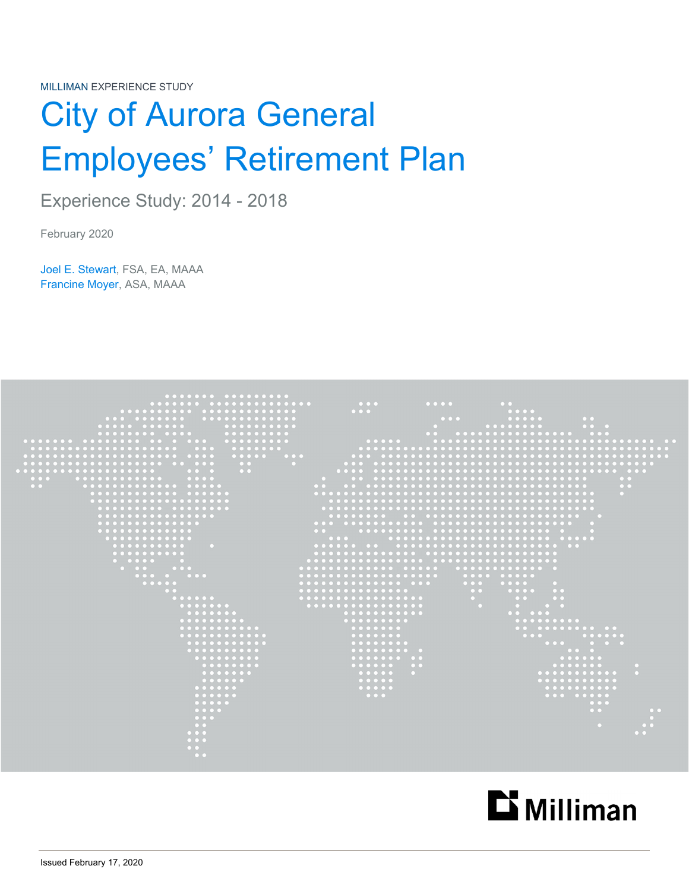MILLIMAN EXPERIENCE STUDY

# City of Aurora General Employees' Retirement Plan

## Experience Study: 2014 - 2018

February 2020

Joel E. Stewart, FSA, EA, MAAA
Francine Moyer, ASA, MAAA

Milliman

Issued February 17, 2020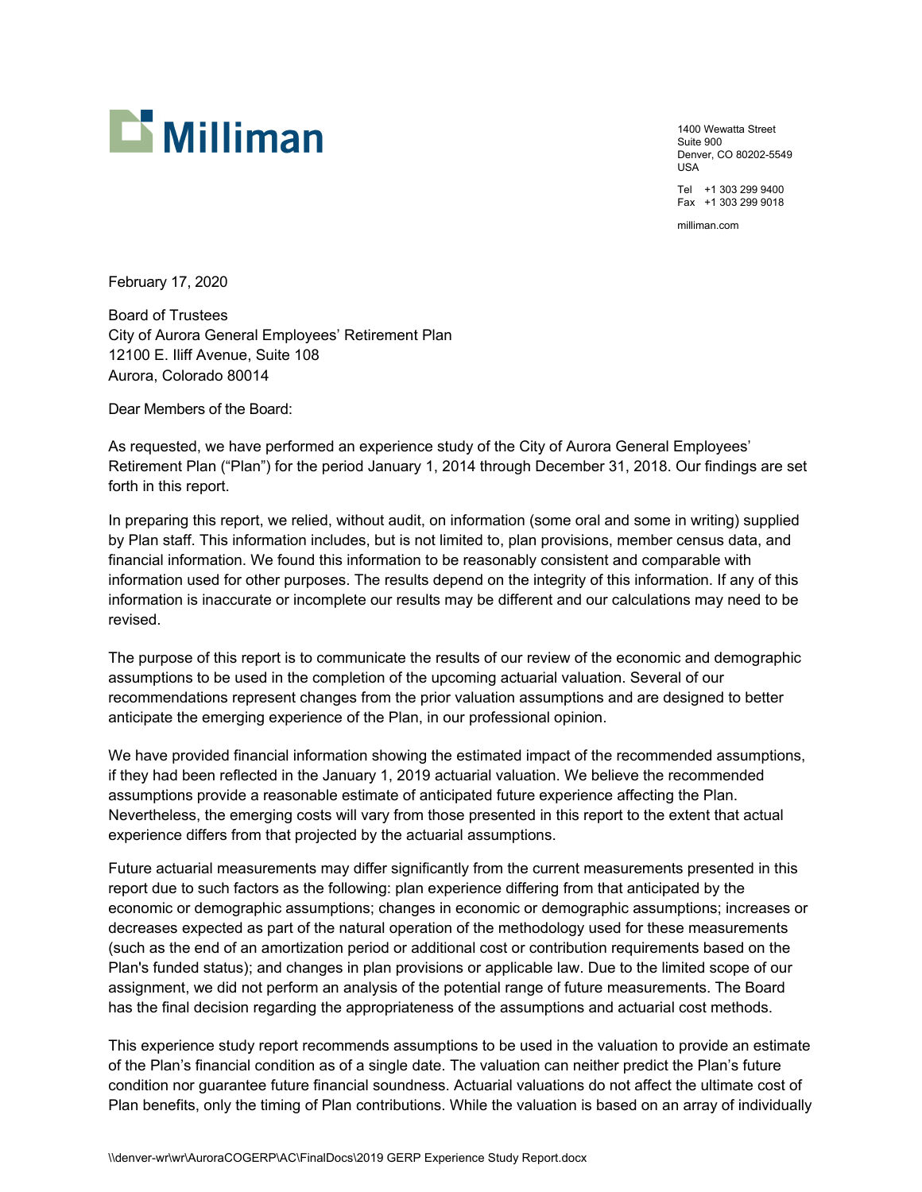Milliman

1400 Wewatta Street
Suite 900
Denver, CO 80202-5549
USA

Tel +1 303 299 9400
Fax +1 303 299 9018

milliman.com

February 17, 2020

Board of Trustees
City of Aurora General Employees' Retirement Plan
12100 E. Iliff Avenue, Suite 108
Aurora, Colorado 80014

Dear Members of the Board:

As requested, we have performed an experience study of the City of Aurora General Employees' Retirement Plan ("Plan") for the period January 1, 2014 through December 31, 2018. Our findings are set forth in this report.

In preparing this report, we relied, without audit, on information (some oral and some in writing) supplied by Plan staff. This information includes, but is not limited to, plan provisions, member census data, and financial information. We found this information to be reasonably consistent and comparable with information used for other purposes. The results depend on the integrity of this information. If any of this information is inaccurate or incomplete our results may be different and our calculations may need to be revised.

The purpose of this report is to communicate the results of our review of the economic and demographic assumptions to be used in the completion of the upcoming actuarial valuation. Several of our recommendations represent changes from the prior valuation assumptions and are designed to better anticipate the emerging experience of the Plan, in our professional opinion.

We have provided financial information showing the estimated impact of the recommended assumptions, if they had been reflected in the January 1, 2019 actuarial valuation. We believe the recommended assumptions provide a reasonable estimate of anticipated future experience affecting the Plan. Nevertheless, the emerging costs will vary from those presented in this report to the extent that actual experience differs from that projected by the actuarial assumptions.

Future actuarial measurements may differ significantly from the current measurements presented in this report due to such factors as the following: plan experience differing from that anticipated by the economic or demographic assumptions; changes in economic or demographic assumptions; increases or decreases expected as part of the natural operation of the methodology used for these measurements (such as the end of an amortization period or additional cost or contribution requirements based on the Plan's funded status); and changes in plan provisions or applicable law. Due to the limited scope of our assignment, we did not perform an analysis of the potential range of future measurements. The Board has the final decision regarding the appropriateness of the assumptions and actuarial cost methods.

This experience study report recommends assumptions to be used in the valuation to provide an estimate of the Plan's financial condition as of a single date. The valuation can neither predict the Plan's future condition nor guarantee future financial soundness. Actuarial valuations do not affect the ultimate cost of Plan benefits, only the timing of Plan contributions. While the valuation is based on an array of individually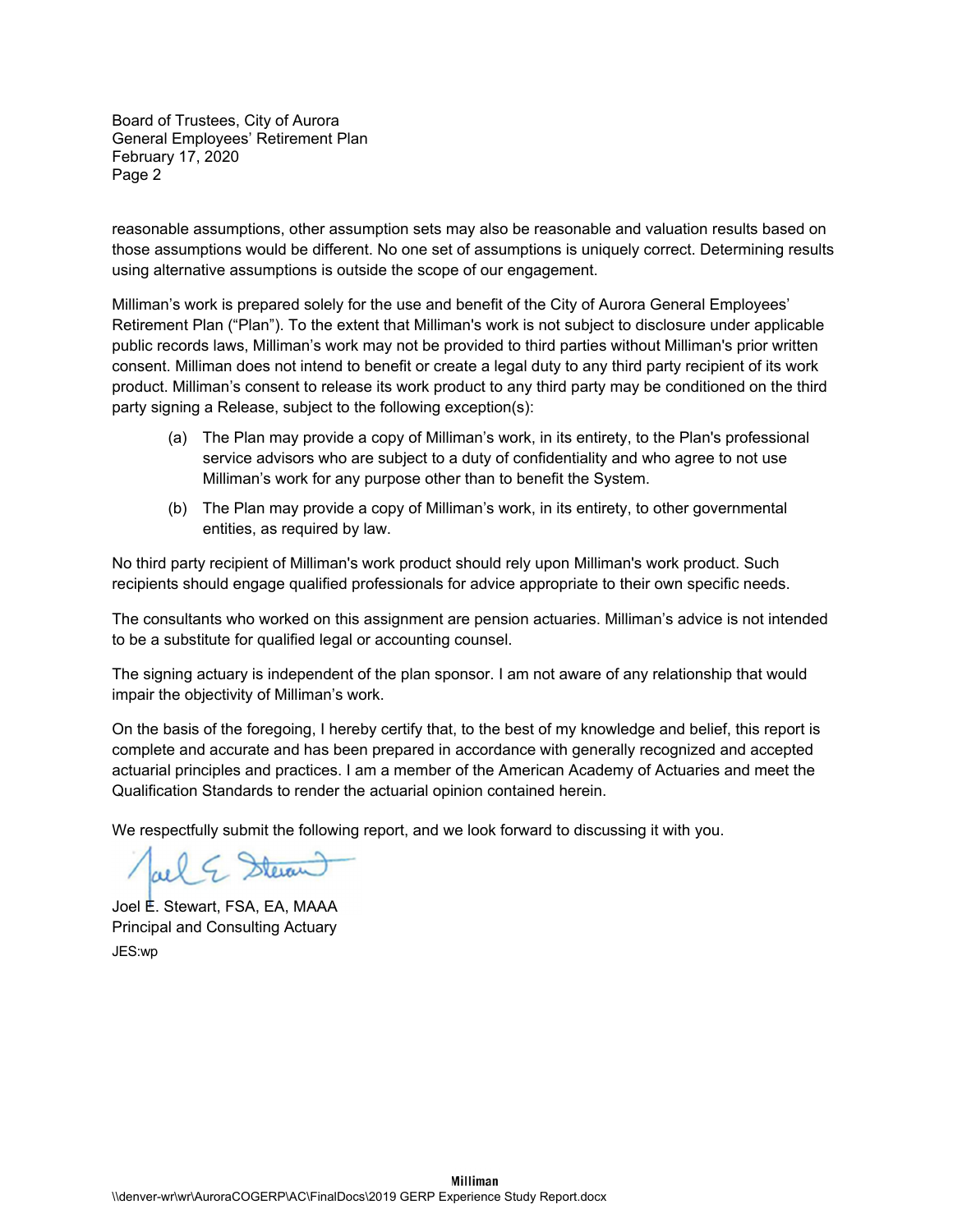reasonable assumptions, other assumption sets may also be reasonable and valuation results based on those assumptions would be different. No one set of assumptions is uniquely correct. Determining results using alternative assumptions is outside the scope of our engagement.

Milliman's work is prepared solely for the use and benefit of the City of Aurora General Employees' Retirement Plan ("Plan"). To the extent that Milliman's work is not subject to disclosure under applicable public records laws, Milliman's work may not be provided to third parties without Milliman's prior written consent. Milliman does not intend to benefit or create a legal duty to any third party recipient of its work product. Milliman's consent to release its work product to any third party may be conditioned on the third party signing a Release, subject to the following exception(s):

(a) The Plan may provide a copy of Milliman's work, in its entirety, to the Plan's professional service advisors who are subject to a duty of confidentiality and who agree to not use Milliman's work for any purpose other than to benefit the System.

(b) The Plan may provide a copy of Milliman's work, in its entirety, to other governmental entities, as required by law.

No third party recipient of Milliman's work product should rely upon Milliman's work product. Such recipients should engage qualified professionals for advice appropriate to their own specific needs.

The consultants who worked on this assignment are pension actuaries. Milliman's advice is not intended to be a substitute for qualified legal or accounting counsel.

The signing actuary is independent of the plan sponsor. I am not aware of any relationship that would impair the objectivity of Milliman's work.

On the basis of the foregoing, I hereby certify that, to the best of my knowledge and belief, this report is complete and accurate and has been prepared in accordance with generally recognized and accepted actuarial principles and practices. I am a member of the American Academy of Actuaries and meet the Qualification Standards to render the actuarial opinion contained herein.

We respectfully submit the following report, and we look forward to discussing it with you.

Joel E. Stewart, FSA, EA, MAAA
Principal and Consulting Actuary
JES:wp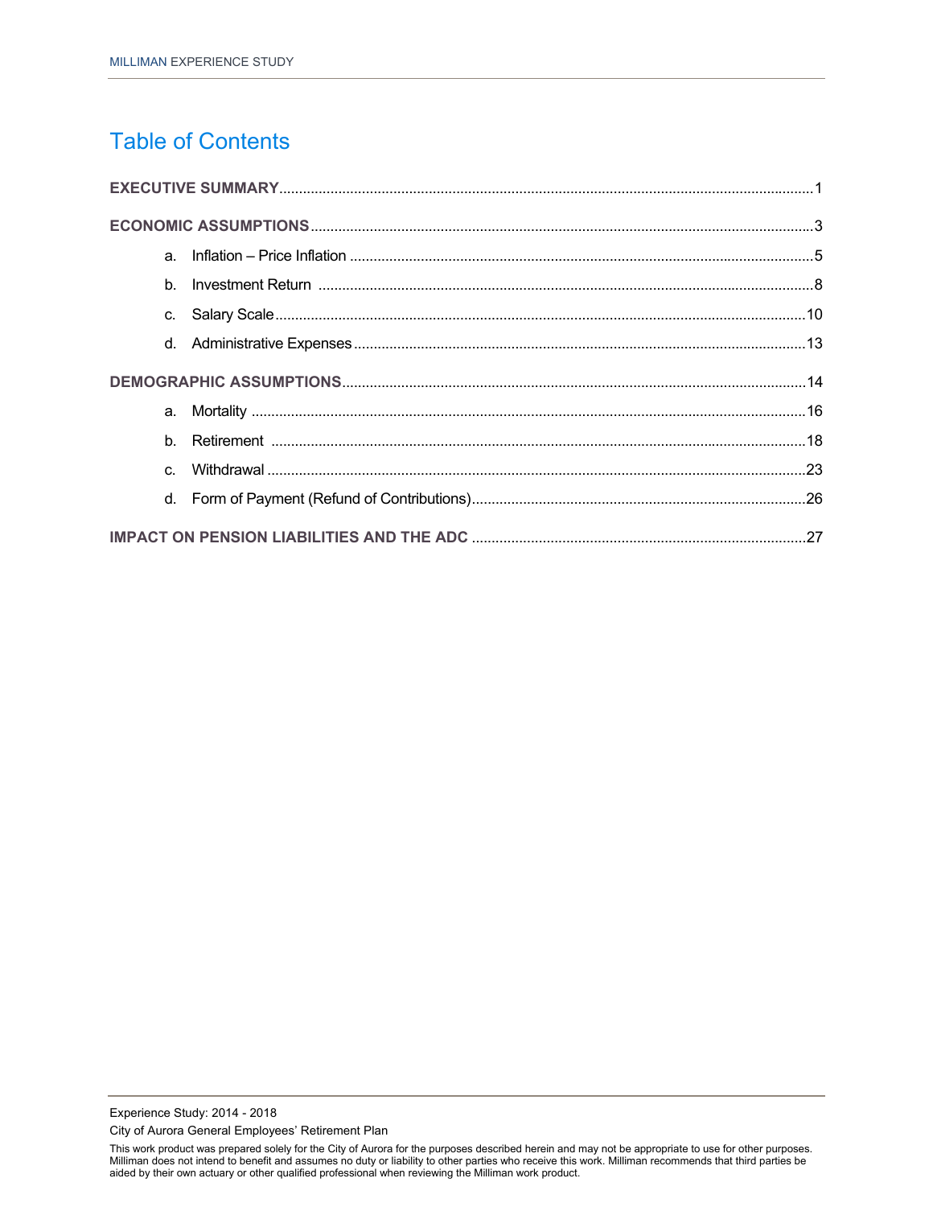# Table of Contents

**EXECUTIVE SUMMARY** ........ 1

**ECONOMIC ASSUMPTIONS** ........ 3

- a. Inflation – Price Inflation ........ 5
- b. Investment Return ........ 8
- c. Salary Scale ........ 10
- d. Administrative Expenses ........ 13

**DEMOGRAPHIC ASSUMPTIONS** ........ 14

- a. Mortality ........ 16
- b. Retirement ........ 18
- c. Withdrawal ........ 23
- d. Form of Payment (Refund of Contributions) ........ 26

**IMPACT ON PENSION LIABILITIES AND THE ADC** ........ 27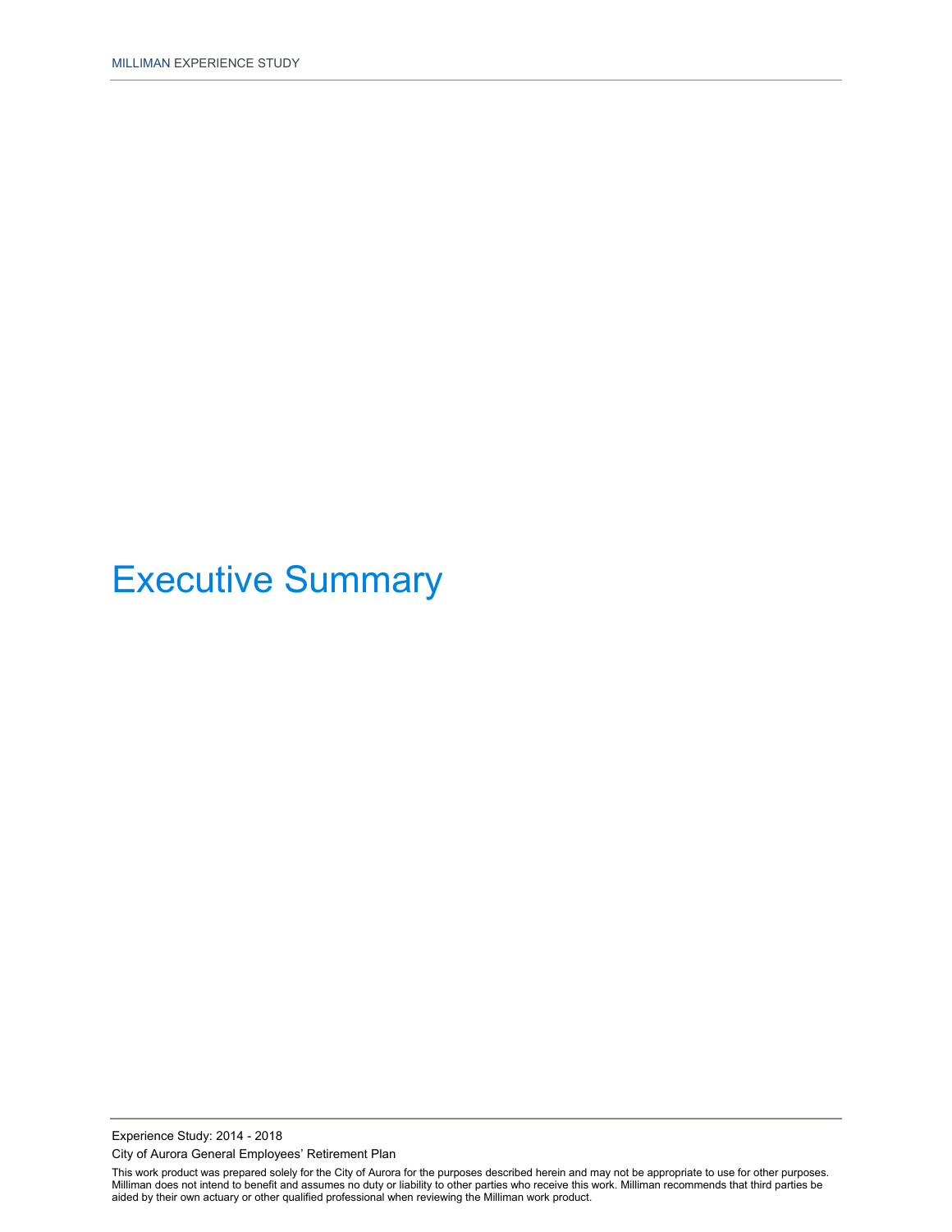# Executive Summary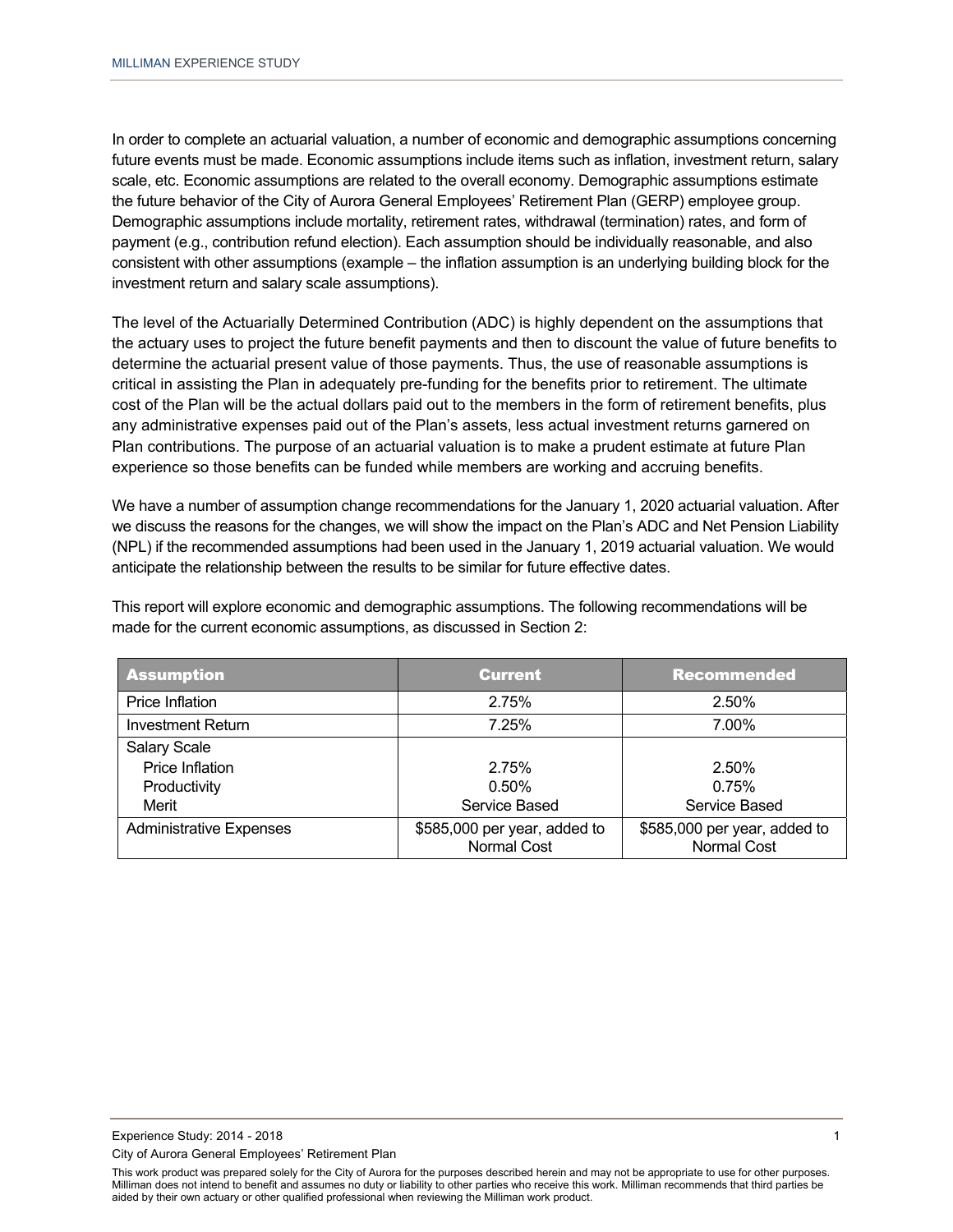In order to complete an actuarial valuation, a number of economic and demographic assumptions concerning future events must be made. Economic assumptions include items such as inflation, investment return, salary scale, etc. Economic assumptions are related to the overall economy. Demographic assumptions estimate the future behavior of the City of Aurora General Employees' Retirement Plan (GERP) employee group. Demographic assumptions include mortality, retirement rates, withdrawal (termination) rates, and form of payment (e.g., contribution refund election). Each assumption should be individually reasonable, and also consistent with other assumptions (example – the inflation assumption is an underlying building block for the investment return and salary scale assumptions).

The level of the Actuarially Determined Contribution (ADC) is highly dependent on the assumptions that the actuary uses to project the future benefit payments and then to discount the value of future benefits to determine the actuarial present value of those payments. Thus, the use of reasonable assumptions is critical in assisting the Plan in adequately pre-funding for the benefits prior to retirement. The ultimate cost of the Plan will be the actual dollars paid out to the members in the form of retirement benefits, plus any administrative expenses paid out of the Plan's assets, less actual investment returns garnered on Plan contributions. The purpose of an actuarial valuation is to make a prudent estimate at future Plan experience so those benefits can be funded while members are working and accruing benefits.

We have a number of assumption change recommendations for the January 1, 2020 actuarial valuation. After we discuss the reasons for the changes, we will show the impact on the Plan's ADC and Net Pension Liability (NPL) if the recommended assumptions had been used in the January 1, 2019 actuarial valuation. We would anticipate the relationship between the results to be similar for future effective dates.

This report will explore economic and demographic assumptions. The following recommendations will be made for the current economic assumptions, as discussed in Section 2:

| Assumption | Current | Recommended |
|---|---|---|
| Price Inflation | 2.75% | 2.50% |
| Investment Return | 7.25% | 7.00% |
| Salary Scale | | |
| Price Inflation | 2.75% | 2.50% |
| Productivity | 0.50% | 0.75% |
| Merit | Service Based | Service Based |
| Administrative Expenses | \$585,000 per year, added to Normal Cost | \$585,000 per year, added to Normal Cost |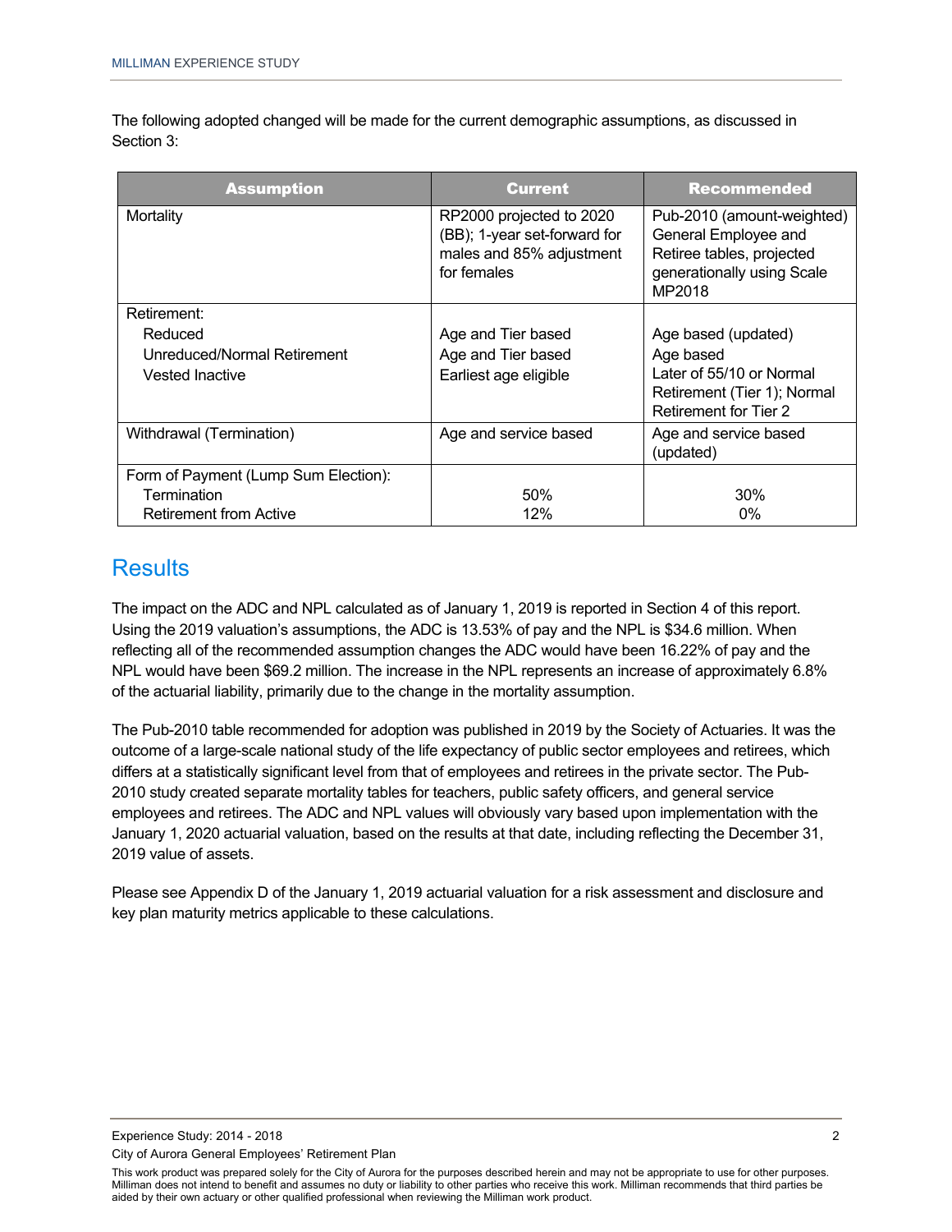The following adopted changed will be made for the current demographic assumptions, as discussed in Section 3:

| Assumption | Current | Recommended |
|---|---|---|
| Mortality | RP2000 projected to 2020 (BB); 1-year set-forward for males and 85% adjustment for females | Pub-2010 (amount-weighted) General Employee and Retiree tables, projected generationally using Scale MP2018 |
| Retirement: | | |
| Reduced | Age and Tier based | Age based (updated) |
| Unreduced/Normal Retirement | Age and Tier based | Age based |
| Vested Inactive | Earliest age eligible | Later of 55/10 or Normal Retirement (Tier 1); Normal Retirement for Tier 2 |
| Withdrawal (Termination) | Age and service based | Age and service based (updated) |
| Form of Payment (Lump Sum Election): | | |
| Termination | 50% | 30% |
| Retirement from Active | 12% | 0% |

## Results

The impact on the ADC and NPL calculated as of January 1, 2019 is reported in Section 4 of this report. Using the 2019 valuation's assumptions, the ADC is 13.53% of pay and the NPL is $34.6 million. When reflecting all of the recommended assumption changes the ADC would have been 16.22% of pay and the NPL would have been $69.2 million. The increase in the NPL represents an increase of approximately 6.8% of the actuarial liability, primarily due to the change in the mortality assumption.

The Pub-2010 table recommended for adoption was published in 2019 by the Society of Actuaries. It was the outcome of a large-scale national study of the life expectancy of public sector employees and retirees, which differs at a statistically significant level from that of employees and retirees in the private sector. The Pub-2010 study created separate mortality tables for teachers, public safety officers, and general service employees and retirees. The ADC and NPL values will obviously vary based upon implementation with the January 1, 2020 actuarial valuation, based on the results at that date, including reflecting the December 31, 2019 value of assets.

Please see Appendix D of the January 1, 2019 actuarial valuation for a risk assessment and disclosure and key plan maturity metrics applicable to these calculations.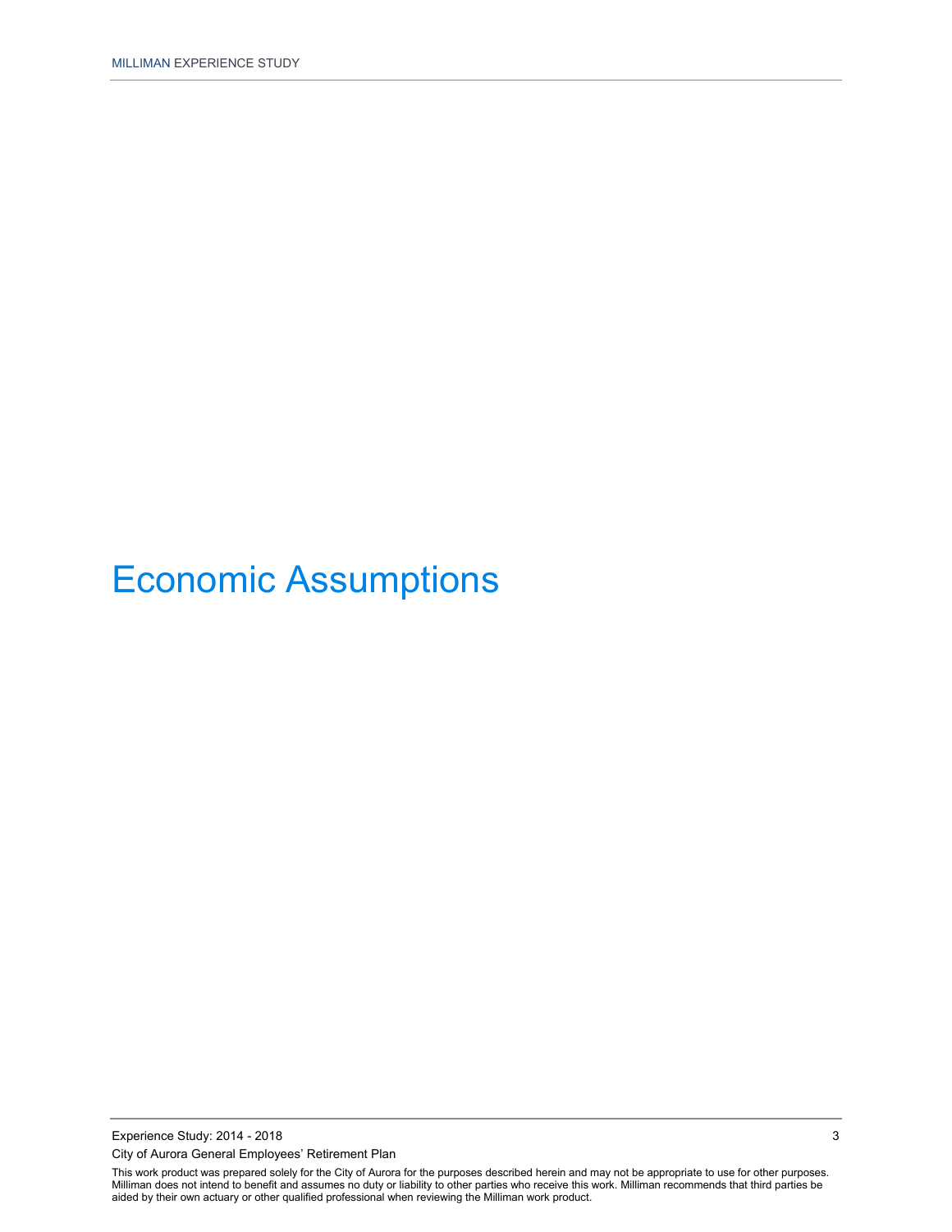# Economic Assumptions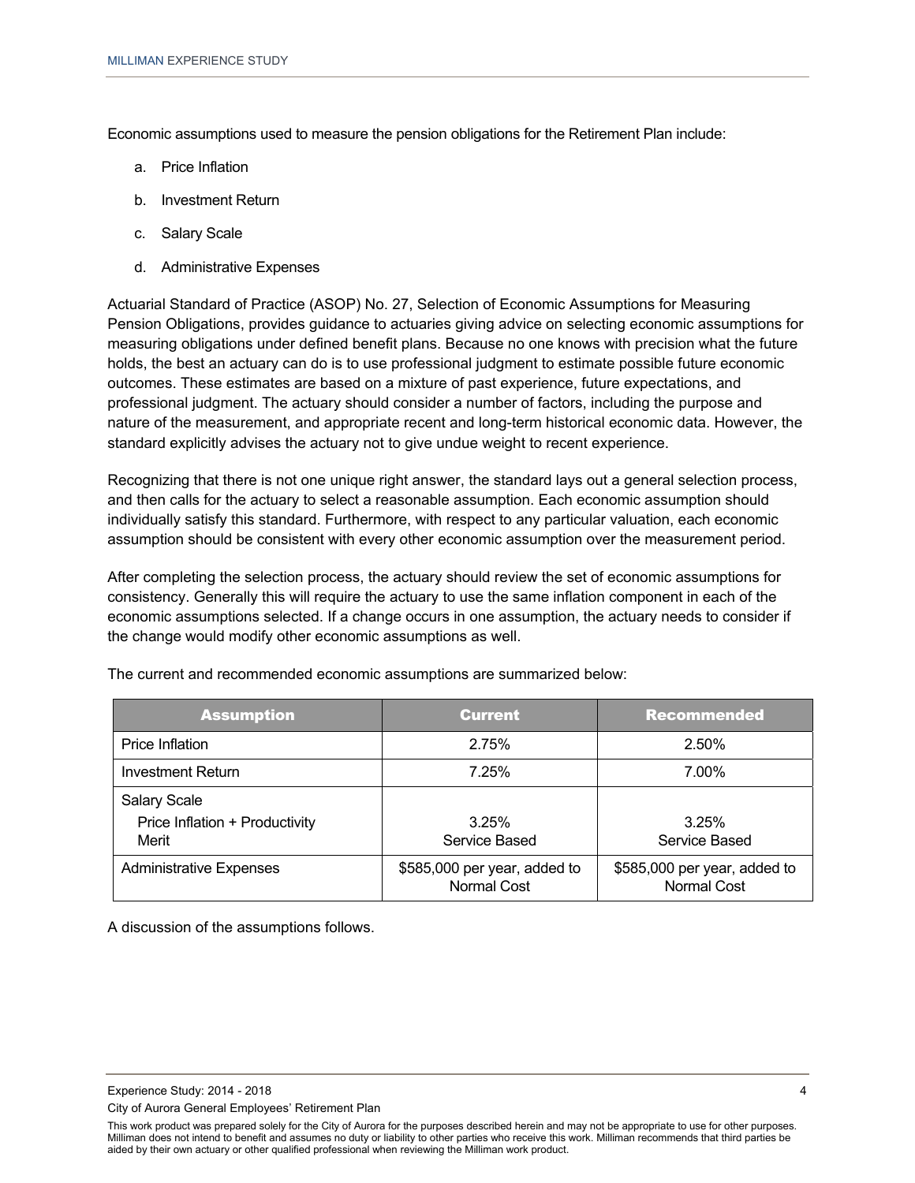Economic assumptions used to measure the pension obligations for the Retirement Plan include:

a. Price Inflation

b. Investment Return

c. Salary Scale

d. Administrative Expenses

Actuarial Standard of Practice (ASOP) No. 27, Selection of Economic Assumptions for Measuring Pension Obligations, provides guidance to actuaries giving advice on selecting economic assumptions for measuring obligations under defined benefit plans. Because no one knows with precision what the future holds, the best an actuary can do is to use professional judgment to estimate possible future economic outcomes. These estimates are based on a mixture of past experience, future expectations, and professional judgment. The actuary should consider a number of factors, including the purpose and nature of the measurement, and appropriate recent and long-term historical economic data. However, the standard explicitly advises the actuary not to give undue weight to recent experience.

Recognizing that there is not one unique right answer, the standard lays out a general selection process, and then calls for the actuary to select a reasonable assumption. Each economic assumption should individually satisfy this standard. Furthermore, with respect to any particular valuation, each economic assumption should be consistent with every other economic assumption over the measurement period.

After completing the selection process, the actuary should review the set of economic assumptions for consistency. Generally this will require the actuary to use the same inflation component in each of the economic assumptions selected. If a change occurs in one assumption, the actuary needs to consider if the change would modify other economic assumptions as well.

The current and recommended economic assumptions are summarized below:

| Assumption | Current | Recommended |
|---|---|---|
| Price Inflation | 2.75% | 2.50% |
| Investment Return | 7.25% | 7.00% |
| Salary Scale | | |
| Price Inflation + Productivity | 3.25% | 3.25% |
| Merit | Service Based | Service Based |
| Administrative Expenses | $585,000 per year, added to Normal Cost | $585,000 per year, added to Normal Cost |

A discussion of the assumptions follows.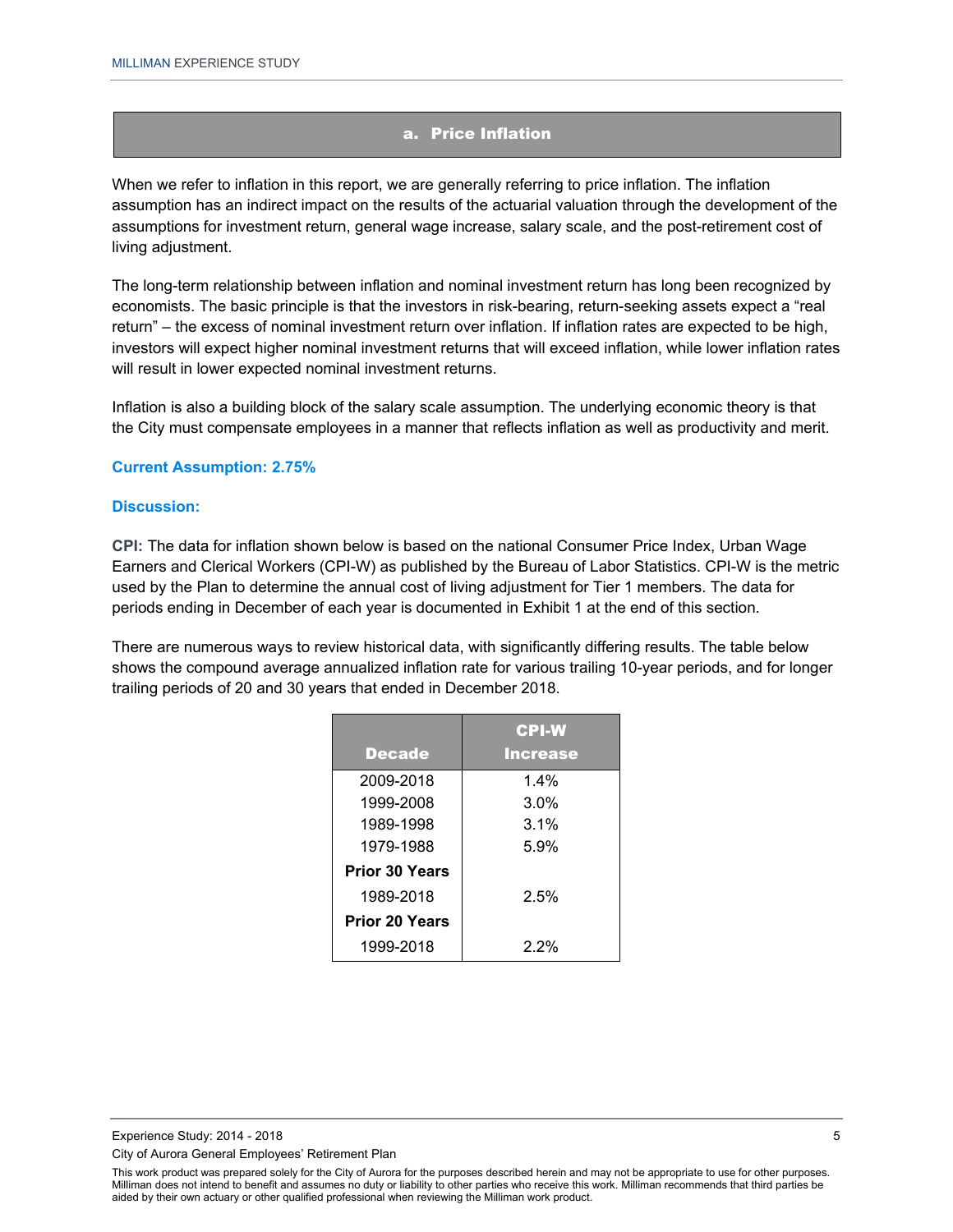## a. Price Inflation

When we refer to inflation in this report, we are generally referring to price inflation. The inflation assumption has an indirect impact on the results of the actuarial valuation through the development of the assumptions for investment return, general wage increase, salary scale, and the post-retirement cost of living adjustment.

The long-term relationship between inflation and nominal investment return has long been recognized by economists. The basic principle is that the investors in risk-bearing, return-seeking assets expect a "real return" – the excess of nominal investment return over inflation. If inflation rates are expected to be high, investors will expect higher nominal investment returns that will exceed inflation, while lower inflation rates will result in lower expected nominal investment returns.

Inflation is also a building block of the salary scale assumption. The underlying economic theory is that the City must compensate employees in a manner that reflects inflation as well as productivity and merit.

**Current Assumption: 2.75%**

**Discussion:**

**CPI:** The data for inflation shown below is based on the national Consumer Price Index, Urban Wage Earners and Clerical Workers (CPI-W) as published by the Bureau of Labor Statistics. CPI-W is the metric used by the Plan to determine the annual cost of living adjustment for Tier 1 members. The data for periods ending in December of each year is documented in Exhibit 1 at the end of this section.

There are numerous ways to review historical data, with significantly differing results. The table below shows the compound average annualized inflation rate for various trailing 10-year periods, and for longer trailing periods of 20 and 30 years that ended in December 2018.

| Decade | CPI-W Increase |
|---|---|
| 2009-2018 | 1.4% |
| 1999-2008 | 3.0% |
| 1989-1998 | 3.1% |
| 1979-1988 | 5.9% |
| **Prior 30 Years** | |
| 1989-2018 | 2.5% |
| **Prior 20 Years** | |
| 1999-2018 | 2.2% |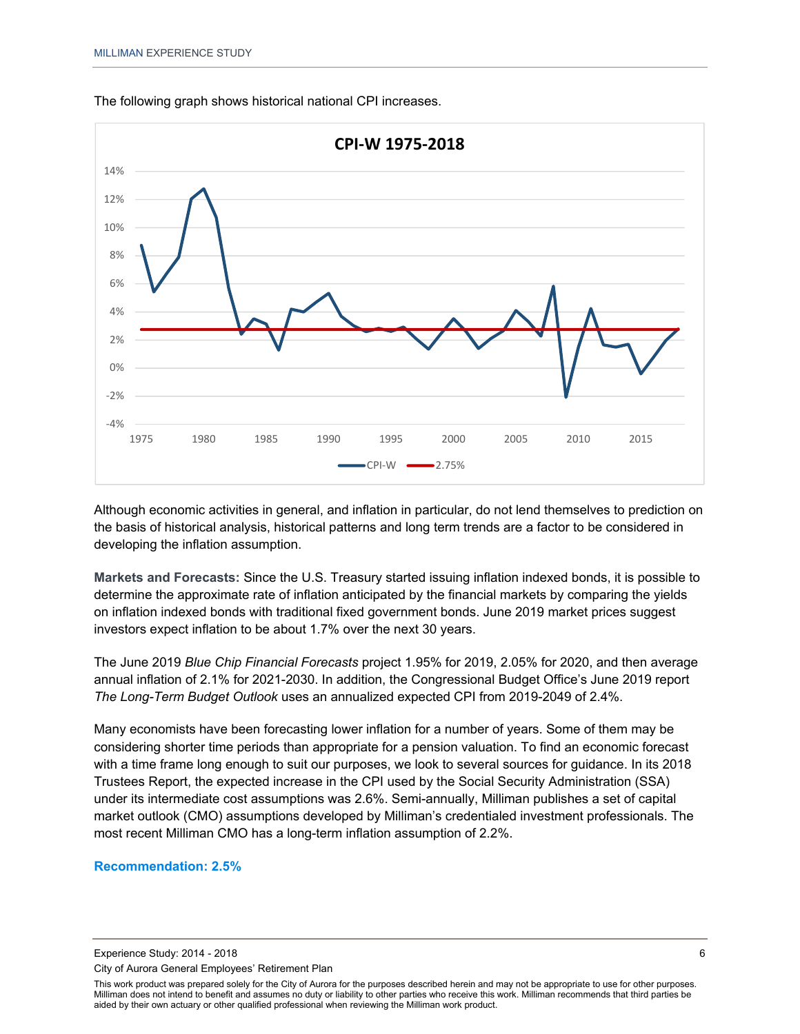The following graph shows historical national CPI increases.

Although economic activities in general, and inflation in particular, do not lend themselves to prediction on the basis of historical analysis, historical patterns and long term trends are a factor to be considered in developing the inflation assumption.

**Markets and Forecasts:** Since the U.S. Treasury started issuing inflation indexed bonds, it is possible to determine the approximate rate of inflation anticipated by the financial markets by comparing the yields on inflation indexed bonds with traditional fixed government bonds. June 2019 market prices suggest investors expect inflation to be about 1.7% over the next 30 years.

The June 2019 *Blue Chip Financial Forecasts* project 1.95% for 2019, 2.05% for 2020, and then average annual inflation of 2.1% for 2021-2030. In addition, the Congressional Budget Office's June 2019 report *The Long-Term Budget Outlook* uses an annualized expected CPI from 2019-2049 of 2.4%.

Many economists have been forecasting lower inflation for a number of years. Some of them may be considering shorter time periods than appropriate for a pension valuation. To find an economic forecast with a time frame long enough to suit our purposes, we look to several sources for guidance. In its 2018 Trustees Report, the expected increase in the CPI used by the Social Security Administration (SSA) under its intermediate cost assumptions was 2.6%. Semi-annually, Milliman publishes a set of capital market outlook (CMO) assumptions developed by Milliman's credentialed investment professionals. The most recent Milliman CMO has a long-term inflation assumption of 2.2%.

**Recommendation: 2.5%**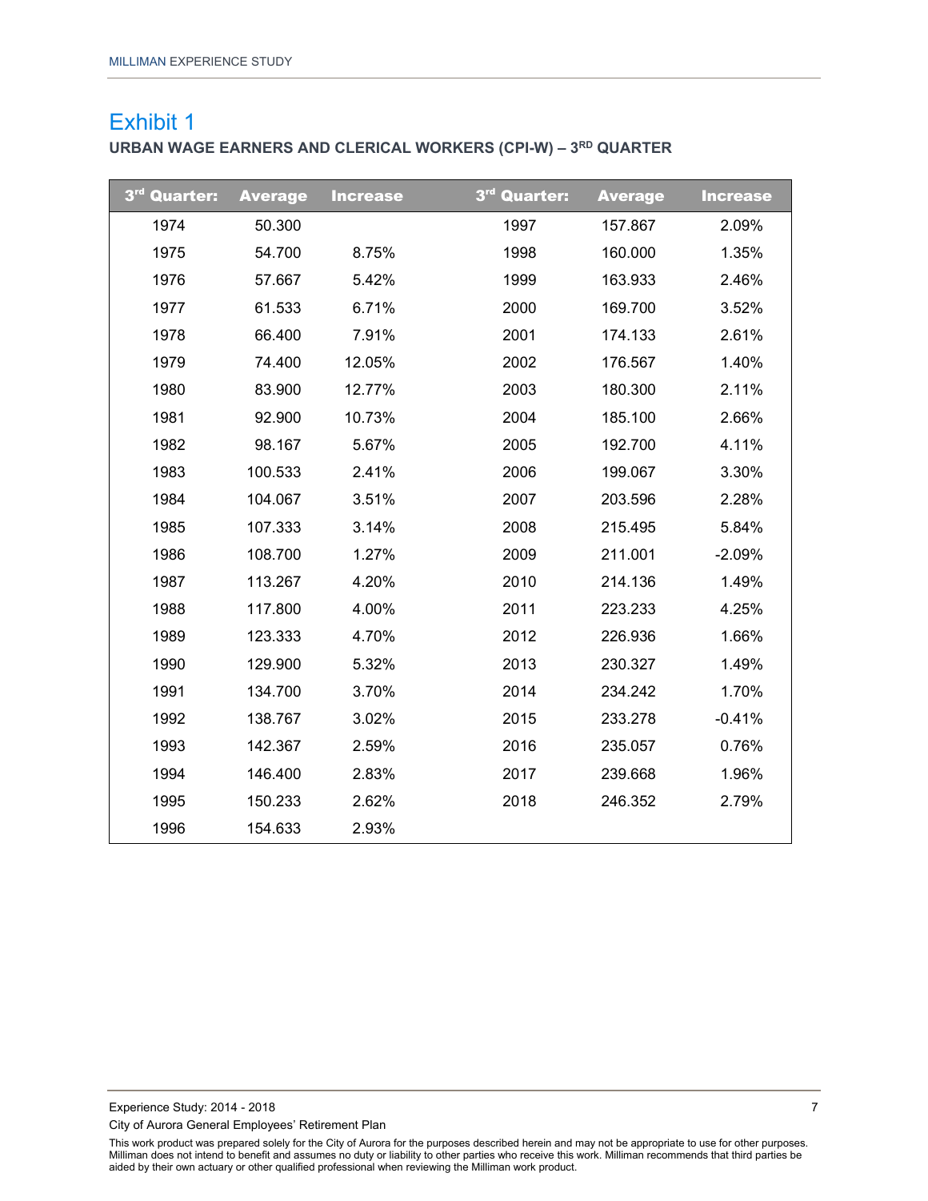## Exhibit 1

**URBAN WAGE EARNERS AND CLERICAL WORKERS (CPI-W) – 3RD QUARTER**

| 3rd Quarter: | Average | Increase | 3rd Quarter: | Average | Increase |
|---|---|---|---|---|---|
| 1974 | 50.300 | | 1997 | 157.867 | 2.09% |
| 1975 | 54.700 | 8.75% | 1998 | 160.000 | 1.35% |
| 1976 | 57.667 | 5.42% | 1999 | 163.933 | 2.46% |
| 1977 | 61.533 | 6.71% | 2000 | 169.700 | 3.52% |
| 1978 | 66.400 | 7.91% | 2001 | 174.133 | 2.61% |
| 1979 | 74.400 | 12.05% | 2002 | 176.567 | 1.40% |
| 1980 | 83.900 | 12.77% | 2003 | 180.300 | 2.11% |
| 1981 | 92.900 | 10.73% | 2004 | 185.100 | 2.66% |
| 1982 | 98.167 | 5.67% | 2005 | 192.700 | 4.11% |
| 1983 | 100.533 | 2.41% | 2006 | 199.067 | 3.30% |
| 1984 | 104.067 | 3.51% | 2007 | 203.596 | 2.28% |
| 1985 | 107.333 | 3.14% | 2008 | 215.495 | 5.84% |
| 1986 | 108.700 | 1.27% | 2009 | 211.001 | -2.09% |
| 1987 | 113.267 | 4.20% | 2010 | 214.136 | 1.49% |
| 1988 | 117.800 | 4.00% | 2011 | 223.233 | 4.25% |
| 1989 | 123.333 | 4.70% | 2012 | 226.936 | 1.66% |
| 1990 | 129.900 | 5.32% | 2013 | 230.327 | 1.49% |
| 1991 | 134.700 | 3.70% | 2014 | 234.242 | 1.70% |
| 1992 | 138.767 | 3.02% | 2015 | 233.278 | -0.41% |
| 1993 | 142.367 | 2.59% | 2016 | 235.057 | 0.76% |
| 1994 | 146.400 | 2.83% | 2017 | 239.668 | 1.96% |
| 1995 | 150.233 | 2.62% | 2018 | 246.352 | 2.79% |
| 1996 | 154.633 | 2.93% | | | |

This work product was prepared solely for the City of Aurora for the purposes described herein and may not be appropriate to use for other purposes. Milliman does not intend to benefit and assumes no duty or liability to other parties who receive this work. Milliman recommends that third parties be aided by their own actuary or other qualified professional when reviewing the Milliman work product.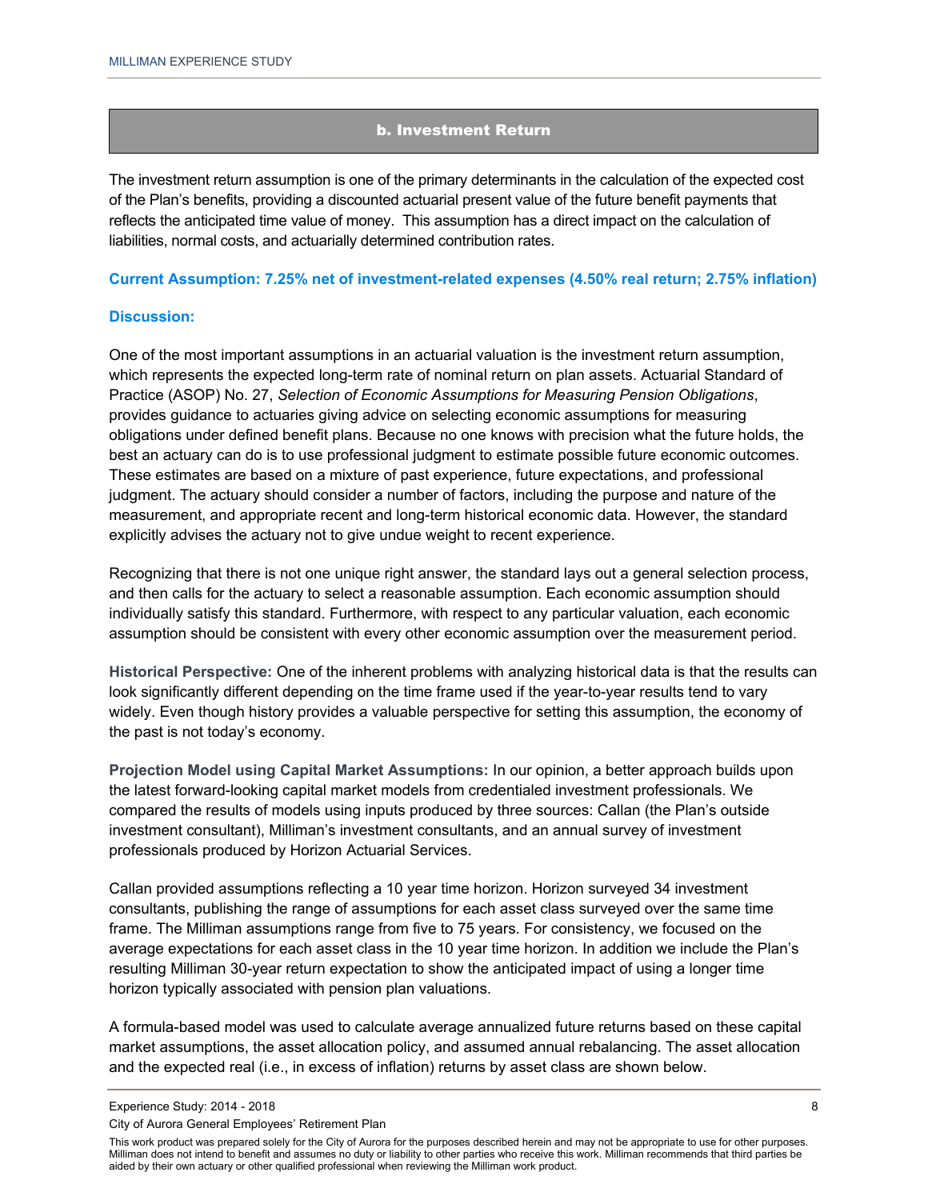## b. Investment Return

The investment return assumption is one of the primary determinants in the calculation of the expected cost of the Plan's benefits, providing a discounted actuarial present value of the future benefit payments that reflects the anticipated time value of money. This assumption has a direct impact on the calculation of liabilities, normal costs, and actuarially determined contribution rates.

**Current Assumption: 7.25% net of investment-related expenses (4.50% real return; 2.75% inflation)**

**Discussion:**

One of the most important assumptions in an actuarial valuation is the investment return assumption, which represents the expected long-term rate of nominal return on plan assets. Actuarial Standard of Practice (ASOP) No. 27, *Selection of Economic Assumptions for Measuring Pension Obligations*, provides guidance to actuaries giving advice on selecting economic assumptions for measuring obligations under defined benefit plans. Because no one knows with precision what the future holds, the best an actuary can do is to use professional judgment to estimate possible future economic outcomes. These estimates are based on a mixture of past experience, future expectations, and professional judgment. The actuary should consider a number of factors, including the purpose and nature of the measurement, and appropriate recent and long-term historical economic data. However, the standard explicitly advises the actuary not to give undue weight to recent experience.

Recognizing that there is not one unique right answer, the standard lays out a general selection process, and then calls for the actuary to select a reasonable assumption. Each economic assumption should individually satisfy this standard. Furthermore, with respect to any particular valuation, each economic assumption should be consistent with every other economic assumption over the measurement period.

**Historical Perspective:** One of the inherent problems with analyzing historical data is that the results can look significantly different depending on the time frame used if the year-to-year results tend to vary widely. Even though history provides a valuable perspective for setting this assumption, the economy of the past is not today's economy.

**Projection Model using Capital Market Assumptions:** In our opinion, a better approach builds upon the latest forward-looking capital market models from credentialed investment professionals. We compared the results of models using inputs produced by three sources: Callan (the Plan's outside investment consultant), Milliman's investment consultants, and an annual survey of investment professionals produced by Horizon Actuarial Services.

Callan provided assumptions reflecting a 10 year time horizon. Horizon surveyed 34 investment consultants, publishing the range of assumptions for each asset class surveyed over the same time frame. The Milliman assumptions range from five to 75 years. For consistency, we focused on the average expectations for each asset class in the 10 year time horizon. In addition we include the Plan's resulting Milliman 30-year return expectation to show the anticipated impact of using a longer time horizon typically associated with pension plan valuations.

A formula-based model was used to calculate average annualized future returns based on these capital market assumptions, the asset allocation policy, and assumed annual rebalancing. The asset allocation and the expected real (i.e., in excess of inflation) returns by asset class are shown below.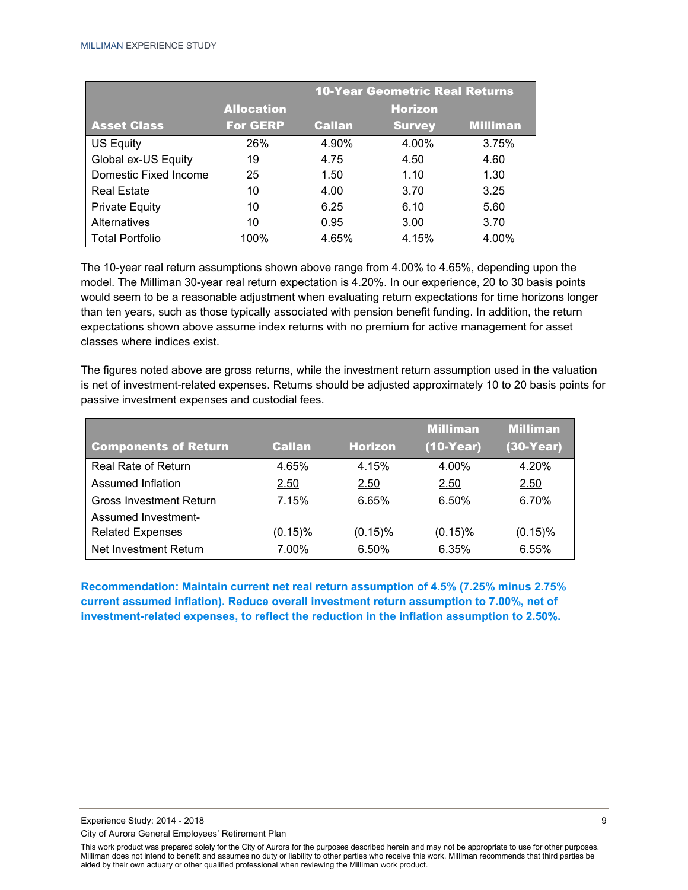| Asset Class | Allocation For GERP | 10-Year Geometric Real Returns Callan | Horizon Survey | Milliman |
|---|---|---|---|---|
| US Equity | 26% | 4.90% | 4.00% | 3.75% |
| Global ex-US Equity | 19 | 4.75 | 4.50 | 4.60 |
| Domestic Fixed Income | 25 | 1.50 | 1.10 | 1.30 |
| Real Estate | 10 | 4.00 | 3.70 | 3.25 |
| Private Equity | 10 | 6.25 | 6.10 | 5.60 |
| Alternatives | 10 | 0.95 | 3.00 | 3.70 |
| Total Portfolio | 100% | 4.65% | 4.15% | 4.00% |

The 10-year real return assumptions shown above range from 4.00% to 4.65%, depending upon the model. The Milliman 30-year real return expectation is 4.20%. In our experience, 20 to 30 basis points would seem to be a reasonable adjustment when evaluating return expectations for time horizons longer than ten years, such as those typically associated with pension benefit funding. In addition, the return expectations shown above assume index returns with no premium for active management for asset classes where indices exist.

The figures noted above are gross returns, while the investment return assumption used in the valuation is net of investment-related expenses. Returns should be adjusted approximately 10 to 20 basis points for passive investment expenses and custodial fees.

| Components of Return | Callan | Horizon | Milliman (10-Year) | Milliman (30-Year) |
|---|---|---|---|---|
| Real Rate of Return | 4.65% | 4.15% | 4.00% | 4.20% |
| Assumed Inflation | 2.50 | 2.50 | 2.50 | 2.50 |
| Gross Investment Return | 7.15% | 6.65% | 6.50% | 6.70% |
| Assumed Investment-Related Expenses | (0.15)% | (0.15)% | (0.15)% | (0.15)% |
| Net Investment Return | 7.00% | 6.50% | 6.35% | 6.55% |

**Recommendation: Maintain current net real return assumption of 4.5% (7.25% minus 2.75% current assumed inflation). Reduce overall investment return assumption to 7.00%, net of investment-related expenses, to reflect the reduction in the inflation assumption to 2.50%.**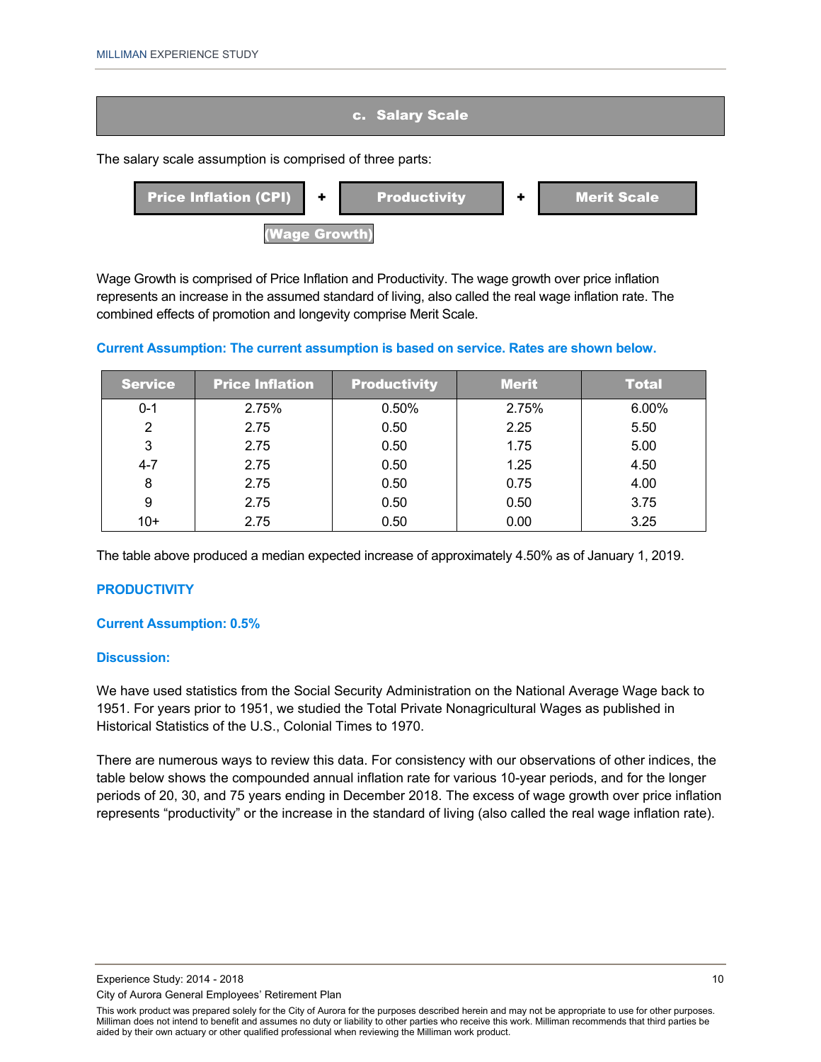## c. Salary Scale

The salary scale assumption is comprised of three parts:

**Price Inflation (CPI)** + **Productivity** + **Merit Scale**

**(Wage Growth)**

Wage Growth is comprised of Price Inflation and Productivity. The wage growth over price inflation represents an increase in the assumed standard of living, also called the real wage inflation rate. The combined effects of promotion and longevity comprise Merit Scale.

**Current Assumption: The current assumption is based on service. Rates are shown below.**

| Service | Price Inflation | Productivity | Merit | Total |
|---|---|---|---|---|
| 0-1 | 2.75% | 0.50% | 2.75% | 6.00% |
| 2 | 2.75 | 0.50 | 2.25 | 5.50 |
| 3 | 2.75 | 0.50 | 1.75 | 5.00 |
| 4-7 | 2.75 | 0.50 | 1.25 | 4.50 |
| 8 | 2.75 | 0.50 | 0.75 | 4.00 |
| 9 | 2.75 | 0.50 | 0.50 | 3.75 |
| 10+ | 2.75 | 0.50 | 0.00 | 3.25 |

The table above produced a median expected increase of approximately 4.50% as of January 1, 2019.

**PRODUCTIVITY**

**Current Assumption: 0.5%**

**Discussion:**

We have used statistics from the Social Security Administration on the National Average Wage back to 1951. For years prior to 1951, we studied the Total Private Nonagricultural Wages as published in Historical Statistics of the U.S., Colonial Times to 1970.

There are numerous ways to review this data. For consistency with our observations of other indices, the table below shows the compounded annual inflation rate for various 10-year periods, and for the longer periods of 20, 30, and 75 years ending in December 2018. The excess of wage growth over price inflation represents "productivity" or the increase in the standard of living (also called the real wage inflation rate).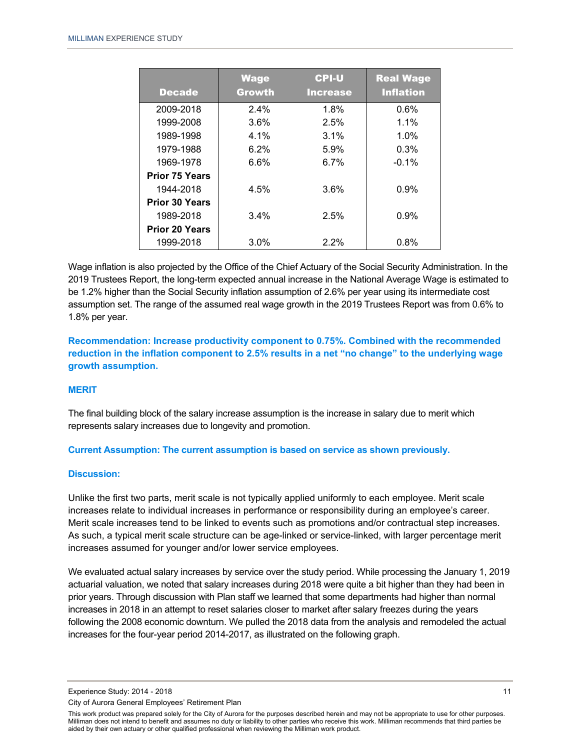| Decade | Wage Growth | CPI-U Increase | Real Wage Inflation |
|---|---|---|---|
| 2009-2018 | 2.4% | 1.8% | 0.6% |
| 1999-2008 | 3.6% | 2.5% | 1.1% |
| 1989-1998 | 4.1% | 3.1% | 1.0% |
| 1979-1988 | 6.2% | 5.9% | 0.3% |
| 1969-1978 | 6.6% | 6.7% | -0.1% |
| **Prior 75 Years** | | | |
| 1944-2018 | 4.5% | 3.6% | 0.9% |
| **Prior 30 Years** | | | |
| 1989-2018 | 3.4% | 2.5% | 0.9% |
| **Prior 20 Years** | | | |
| 1999-2018 | 3.0% | 2.2% | 0.8% |

Wage inflation is also projected by the Office of the Chief Actuary of the Social Security Administration. In the 2019 Trustees Report, the long-term expected annual increase in the National Average Wage is estimated to be 1.2% higher than the Social Security inflation assumption of 2.6% per year using its intermediate cost assumption set. The range of the assumed real wage growth in the 2019 Trustees Report was from 0.6% to 1.8% per year.

**Recommendation: Increase productivity component to 0.75%. Combined with the recommended reduction in the inflation component to 2.5% results in a net "no change" to the underlying wage growth assumption.**

### MERIT

The final building block of the salary increase assumption is the increase in salary due to merit which represents salary increases due to longevity and promotion.

**Current Assumption: The current assumption is based on service as shown previously.**

**Discussion:**

Unlike the first two parts, merit scale is not typically applied uniformly to each employee. Merit scale increases relate to individual increases in performance or responsibility during an employee's career. Merit scale increases tend to be linked to events such as promotions and/or contractual step increases. As such, a typical merit scale structure can be age-linked or service-linked, with larger percentage merit increases assumed for younger and/or lower service employees.

We evaluated actual salary increases by service over the study period. While processing the January 1, 2019 actuarial valuation, we noted that salary increases during 2018 were quite a bit higher than they had been in prior years. Through discussion with Plan staff we learned that some departments had higher than normal increases in 2018 in an attempt to reset salaries closer to market after salary freezes during the years following the 2008 economic downturn. We pulled the 2018 data from the analysis and remodeled the actual increases for the four-year period 2014-2017, as illustrated on the following graph.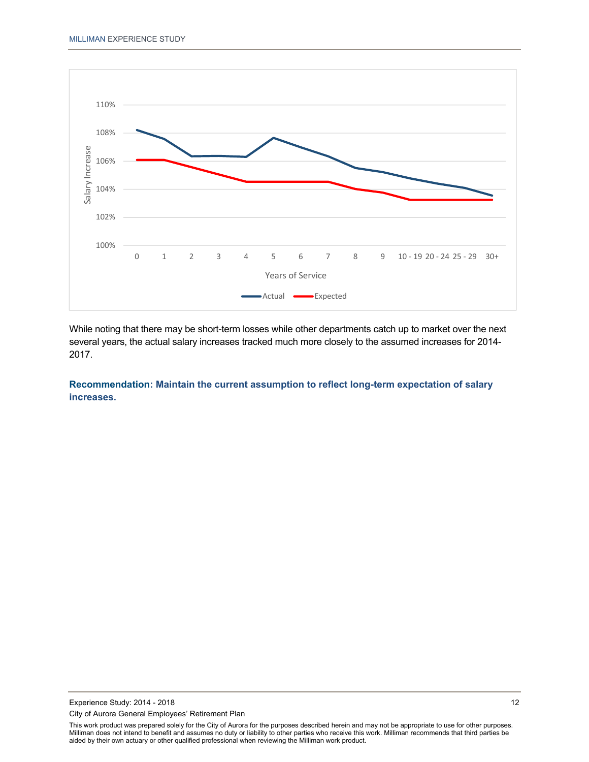While noting that there may be short-term losses while other departments catch up to market over the next several years, the actual salary increases tracked much more closely to the assumed increases for 2014-2017.

**Recommendation: Maintain the current assumption to reflect long-term expectation of salary increases.**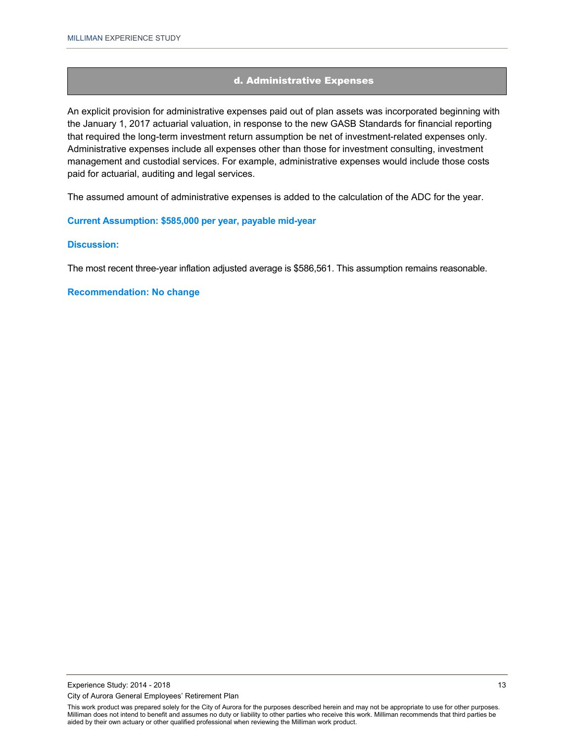## d. Administrative Expenses

An explicit provision for administrative expenses paid out of plan assets was incorporated beginning with the January 1, 2017 actuarial valuation, in response to the new GASB Standards for financial reporting that required the long-term investment return assumption be net of investment-related expenses only. Administrative expenses include all expenses other than those for investment consulting, investment management and custodial services. For example, administrative expenses would include those costs paid for actuarial, auditing and legal services.

The assumed amount of administrative expenses is added to the calculation of the ADC for the year.

**Current Assumption: $585,000 per year, payable mid-year**

**Discussion:**

The most recent three-year inflation adjusted average is $586,561. This assumption remains reasonable.

**Recommendation: No change**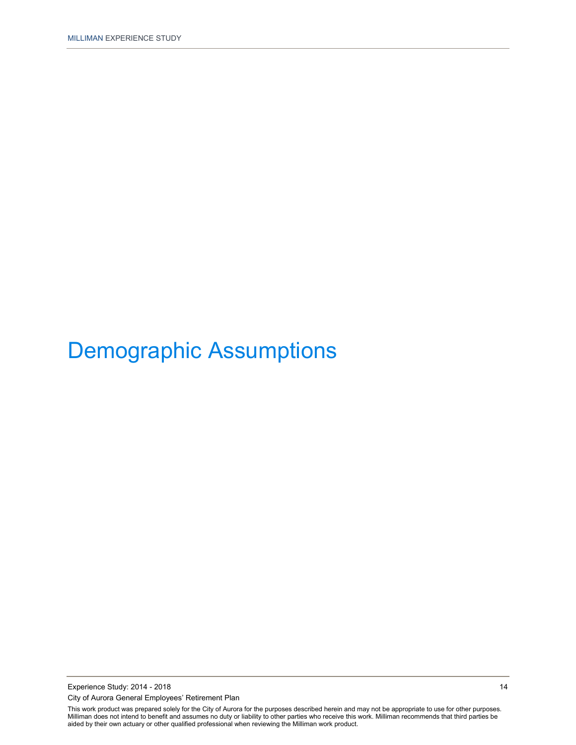# Demographic Assumptions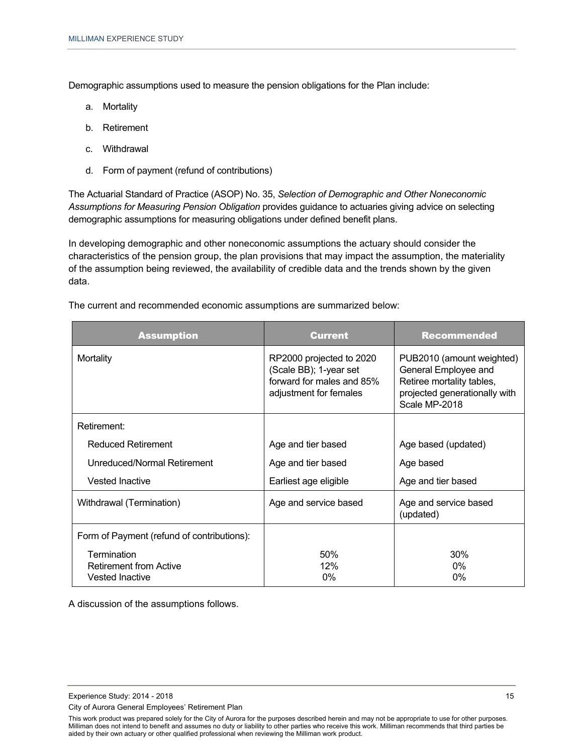Demographic assumptions used to measure the pension obligations for the Plan include:

a. Mortality
b. Retirement
c. Withdrawal
d. Form of payment (refund of contributions)

The Actuarial Standard of Practice (ASOP) No. 35, *Selection of Demographic and Other Noneconomic Assumptions for Measuring Pension Obligation* provides guidance to actuaries giving advice on selecting demographic assumptions for measuring obligations under defined benefit plans.

In developing demographic and other noneconomic assumptions the actuary should consider the characteristics of the pension group, the plan provisions that may impact the assumption, the materiality of the assumption being reviewed, the availability of credible data and the trends shown by the given data.

The current and recommended economic assumptions are summarized below:

| Assumption | Current | Recommended |
|---|---|---|
| Mortality | RP2000 projected to 2020 (Scale BB); 1-year set forward for males and 85% adjustment for females | PUB2010 (amount weighted) General Employee and Retiree mortality tables, projected generationally with Scale MP-2018 |
| Retirement: | | |
| Reduced Retirement | Age and tier based | Age based (updated) |
| Unreduced/Normal Retirement | Age and tier based | Age based |
| Vested Inactive | Earliest age eligible | Age and tier based |
| Withdrawal (Termination) | Age and service based | Age and service based (updated) |
| Form of Payment (refund of contributions): | | |
| Termination | 50% | 30% |
| Retirement from Active | 12% | 0% |
| Vested Inactive | 0% | 0% |

A discussion of the assumptions follows.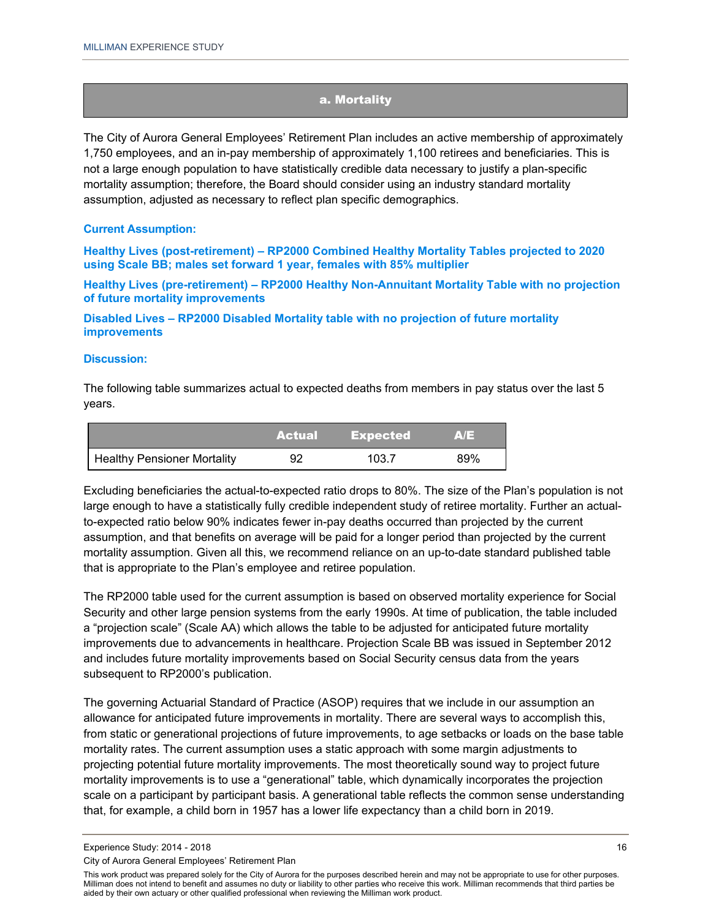## a. Mortality

The City of Aurora General Employees' Retirement Plan includes an active membership of approximately 1,750 employees, and an in-pay membership of approximately 1,100 retirees and beneficiaries. This is not a large enough population to have statistically credible data necessary to justify a plan-specific mortality assumption; therefore, the Board should consider using an industry standard mortality assumption, adjusted as necessary to reflect plan specific demographics.

**Current Assumption:**

**Healthy Lives (post-retirement) – RP2000 Combined Healthy Mortality Tables projected to 2020 using Scale BB; males set forward 1 year, females with 85% multiplier**

**Healthy Lives (pre-retirement) – RP2000 Healthy Non-Annuitant Mortality Table with no projection of future mortality improvements**

**Disabled Lives – RP2000 Disabled Mortality table with no projection of future mortality improvements**

**Discussion:**

The following table summarizes actual to expected deaths from members in pay status over the last 5 years.

| | Actual | Expected | A/E |
|---|---|---|---|
| Healthy Pensioner Mortality | 92 | 103.7 | 89% |

Excluding beneficiaries the actual-to-expected ratio drops to 80%. The size of the Plan's population is not large enough to have a statistically fully credible independent study of retiree mortality. Further an actual-to-expected ratio below 90% indicates fewer in-pay deaths occurred than projected by the current assumption, and that benefits on average will be paid for a longer period than projected by the current mortality assumption. Given all this, we recommend reliance on an up-to-date standard published table that is appropriate to the Plan's employee and retiree population.

The RP2000 table used for the current assumption is based on observed mortality experience for Social Security and other large pension systems from the early 1990s. At time of publication, the table included a "projection scale" (Scale AA) which allows the table to be adjusted for anticipated future mortality improvements due to advancements in healthcare. Projection Scale BB was issued in September 2012 and includes future mortality improvements based on Social Security census data from the years subsequent to RP2000's publication.

The governing Actuarial Standard of Practice (ASOP) requires that we include in our assumption an allowance for anticipated future improvements in mortality. There are several ways to accomplish this, from static or generational projections of future improvements, to age setbacks or loads on the base table mortality rates. The current assumption uses a static approach with some margin adjustments to projecting potential future mortality improvements. The most theoretically sound way to project future mortality improvements is to use a "generational" table, which dynamically incorporates the projection scale on a participant by participant basis. A generational table reflects the common sense understanding that, for example, a child born in 1957 has a lower life expectancy than a child born in 2019.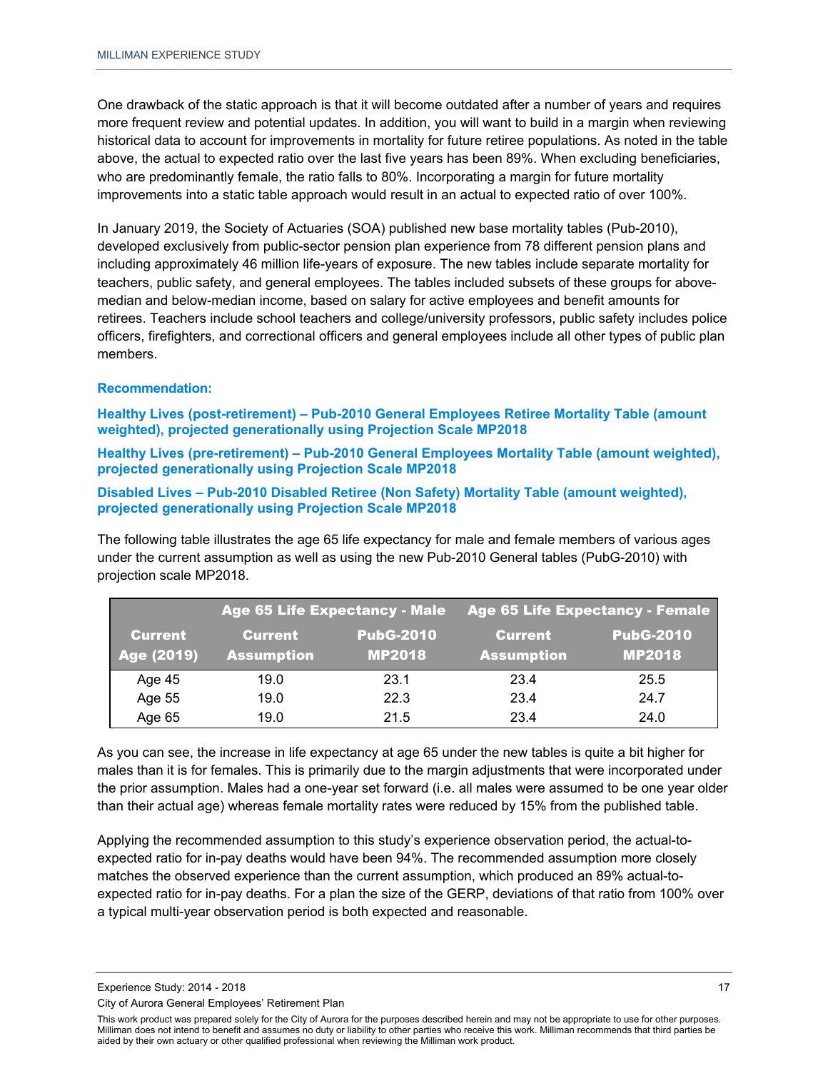One drawback of the static approach is that it will become outdated after a number of years and requires more frequent review and potential updates. In addition, you will want to build in a margin when reviewing historical data to account for improvements in mortality for future retiree populations. As noted in the table above, the actual to expected ratio over the last five years has been 89%. When excluding beneficiaries, who are predominantly female, the ratio falls to 80%. Incorporating a margin for future mortality improvements into a static table approach would result in an actual to expected ratio of over 100%.

In January 2019, the Society of Actuaries (SOA) published new base mortality tables (Pub-2010), developed exclusively from public-sector pension plan experience from 78 different pension plans and including approximately 46 million life-years of exposure. The new tables include separate mortality for teachers, public safety, and general employees. The tables included subsets of these groups for above-median and below-median income, based on salary for active employees and benefit amounts for retirees. Teachers include school teachers and college/university professors, public safety includes police officers, firefighters, and correctional officers and general employees include all other types of public plan members.

**Recommendation:**

**Healthy Lives (post-retirement) – Pub-2010 General Employees Retiree Mortality Table (amount weighted), projected generationally using Projection Scale MP2018**

**Healthy Lives (pre-retirement) – Pub-2010 General Employees Mortality Table (amount weighted), projected generationally using Projection Scale MP2018**

**Disabled Lives – Pub-2010 Disabled Retiree (Non Safety) Mortality Table (amount weighted), projected generationally using Projection Scale MP2018**

The following table illustrates the age 65 life expectancy for male and female members of various ages under the current assumption as well as using the new Pub-2010 General tables (PubG-2010) with projection scale MP2018.

| | Age 65 Life Expectancy - Male | | Age 65 Life Expectancy - Female | |
|---|---|---|---|---|
| Current Age (2019) | Current Assumption | PubG-2010 MP2018 | Current Assumption | PubG-2010 MP2018 |
| Age 45 | 19.0 | 23.1 | 23.4 | 25.5 |
| Age 55 | 19.0 | 22.3 | 23.4 | 24.7 |
| Age 65 | 19.0 | 21.5 | 23.4 | 24.0 |

As you can see, the increase in life expectancy at age 65 under the new tables is quite a bit higher for males than it is for females. This is primarily due to the margin adjustments that were incorporated under the prior assumption. Males had a one-year set forward (i.e. all males were assumed to be one year older than their actual age) whereas female mortality rates were reduced by 15% from the published table.

Applying the recommended assumption to this study's experience observation period, the actual-to-expected ratio for in-pay deaths would have been 94%. The recommended assumption more closely matches the observed experience than the current assumption, which produced an 89% actual-to-expected ratio for in-pay deaths. For a plan the size of the GERP, deviations of that ratio from 100% over a typical multi-year observation period is both expected and reasonable.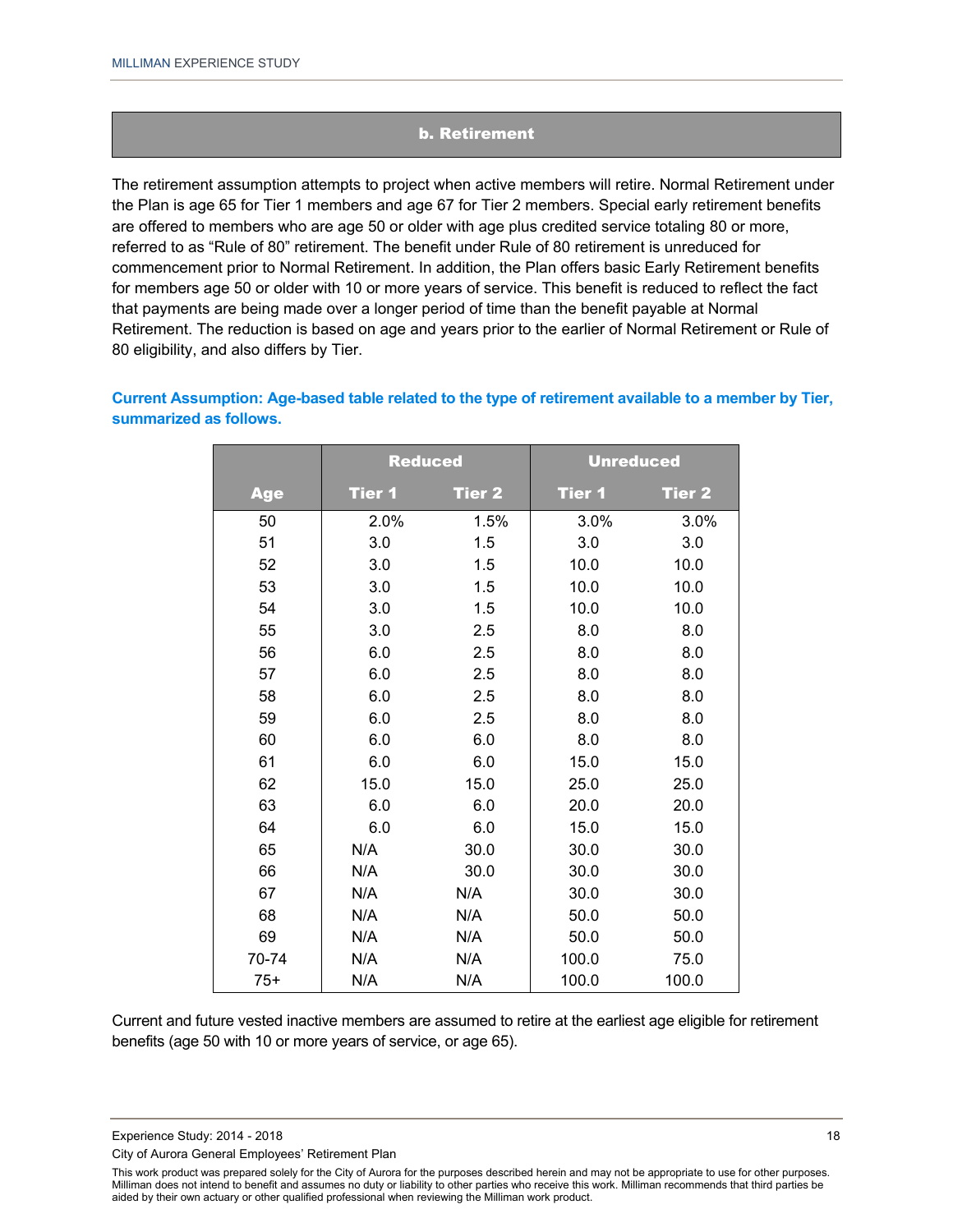## b. Retirement

The retirement assumption attempts to project when active members will retire. Normal Retirement under the Plan is age 65 for Tier 1 members and age 67 for Tier 2 members. Special early retirement benefits are offered to members who are age 50 or older with age plus credited service totaling 80 or more, referred to as "Rule of 80" retirement. The benefit under Rule of 80 retirement is unreduced for commencement prior to Normal Retirement. In addition, the Plan offers basic Early Retirement benefits for members age 50 or older with 10 or more years of service. This benefit is reduced to reflect the fact that payments are being made over a longer period of time than the benefit payable at Normal Retirement. The reduction is based on age and years prior to the earlier of Normal Retirement or Rule of 80 eligibility, and also differs by Tier.

**Current Assumption: Age-based table related to the type of retirement available to a member by Tier, summarized as follows.**

| | Reduced | | Unreduced | |
|---|---|---|---|---|
| **Age** | **Tier 1** | **Tier 2** | **Tier 1** | **Tier 2** |
| 50 | 2.0% | 1.5% | 3.0% | 3.0% |
| 51 | 3.0 | 1.5 | 3.0 | 3.0 |
| 52 | 3.0 | 1.5 | 10.0 | 10.0 |
| 53 | 3.0 | 1.5 | 10.0 | 10.0 |
| 54 | 3.0 | 1.5 | 10.0 | 10.0 |
| 55 | 3.0 | 2.5 | 8.0 | 8.0 |
| 56 | 6.0 | 2.5 | 8.0 | 8.0 |
| 57 | 6.0 | 2.5 | 8.0 | 8.0 |
| 58 | 6.0 | 2.5 | 8.0 | 8.0 |
| 59 | 6.0 | 2.5 | 8.0 | 8.0 |
| 60 | 6.0 | 6.0 | 8.0 | 8.0 |
| 61 | 6.0 | 6.0 | 15.0 | 15.0 |
| 62 | 15.0 | 15.0 | 25.0 | 25.0 |
| 63 | 6.0 | 6.0 | 20.0 | 20.0 |
| 64 | 6.0 | 6.0 | 15.0 | 15.0 |
| 65 | N/A | 30.0 | 30.0 | 30.0 |
| 66 | N/A | 30.0 | 30.0 | 30.0 |
| 67 | N/A | N/A | 30.0 | 30.0 |
| 68 | N/A | N/A | 50.0 | 50.0 |
| 69 | N/A | N/A | 50.0 | 50.0 |
| 70-74 | N/A | N/A | 100.0 | 75.0 |
| 75+ | N/A | N/A | 100.0 | 100.0 |

Current and future vested inactive members are assumed to retire at the earliest age eligible for retirement benefits (age 50 with 10 or more years of service, or age 65).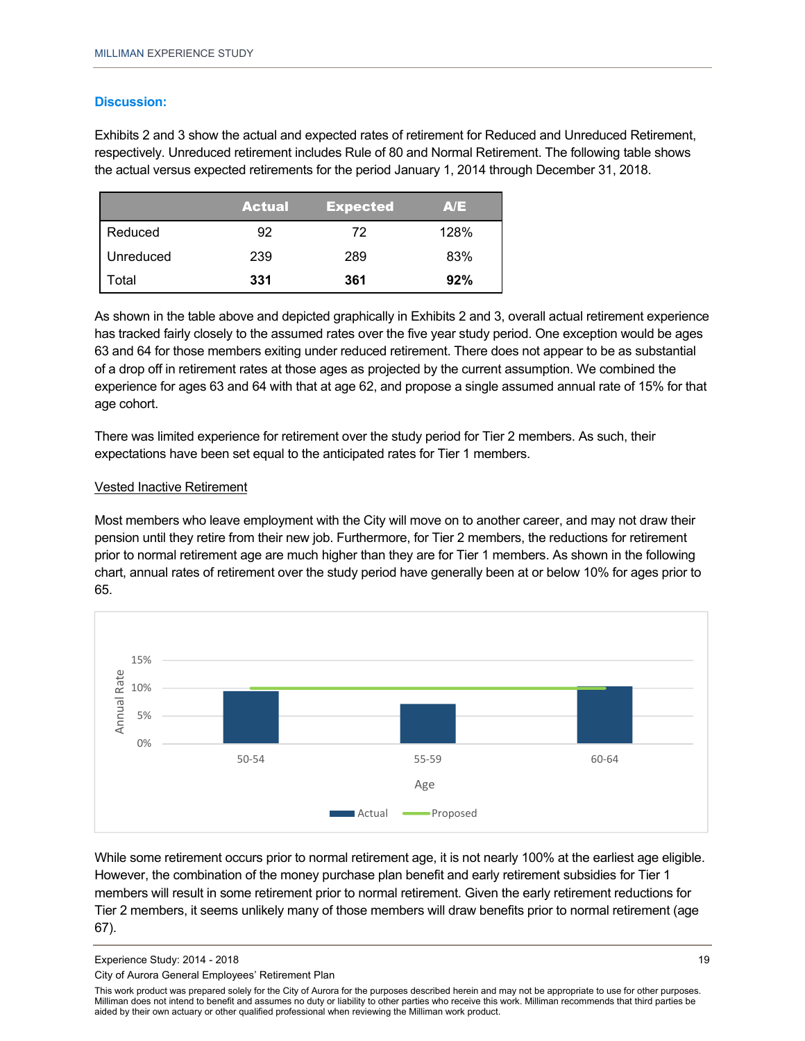### Discussion:

Exhibits 2 and 3 show the actual and expected rates of retirement for Reduced and Unreduced Retirement, respectively. Unreduced retirement includes Rule of 80 and Normal Retirement. The following table shows the actual versus expected retirements for the period January 1, 2014 through December 31, 2018.

| | Actual | Expected | A/E |
|---|---|---|---|
| Reduced | 92 | 72 | 128% |
| Unreduced | 239 | 289 | 83% |
| Total | **331** | **361** | **92%** |

As shown in the table above and depicted graphically in Exhibits 2 and 3, overall actual retirement experience has tracked fairly closely to the assumed rates over the five year study period. One exception would be ages 63 and 64 for those members exiting under reduced retirement. There does not appear to be as substantial of a drop off in retirement rates at those ages as projected by the current assumption. We combined the experience for ages 63 and 64 with that at age 62, and propose a single assumed annual rate of 15% for that age cohort.

There was limited experience for retirement over the study period for Tier 2 members. As such, their expectations have been set equal to the anticipated rates for Tier 1 members.

Vested Inactive Retirement

Most members who leave employment with the City will move on to another career, and may not draw their pension until they retire from their new job. Furthermore, for Tier 2 members, the reductions for retirement prior to normal retirement age are much higher than they are for Tier 1 members. As shown in the following chart, annual rates of retirement over the study period have generally been at or below 10% for ages prior to 65.

While some retirement occurs prior to normal retirement age, it is not nearly 100% at the earliest age eligible. However, the combination of the money purchase plan benefit and early retirement subsidies for Tier 1 members will result in some retirement prior to normal retirement. Given the early retirement reductions for Tier 2 members, it seems unlikely many of those members will draw benefits prior to normal retirement (age 67).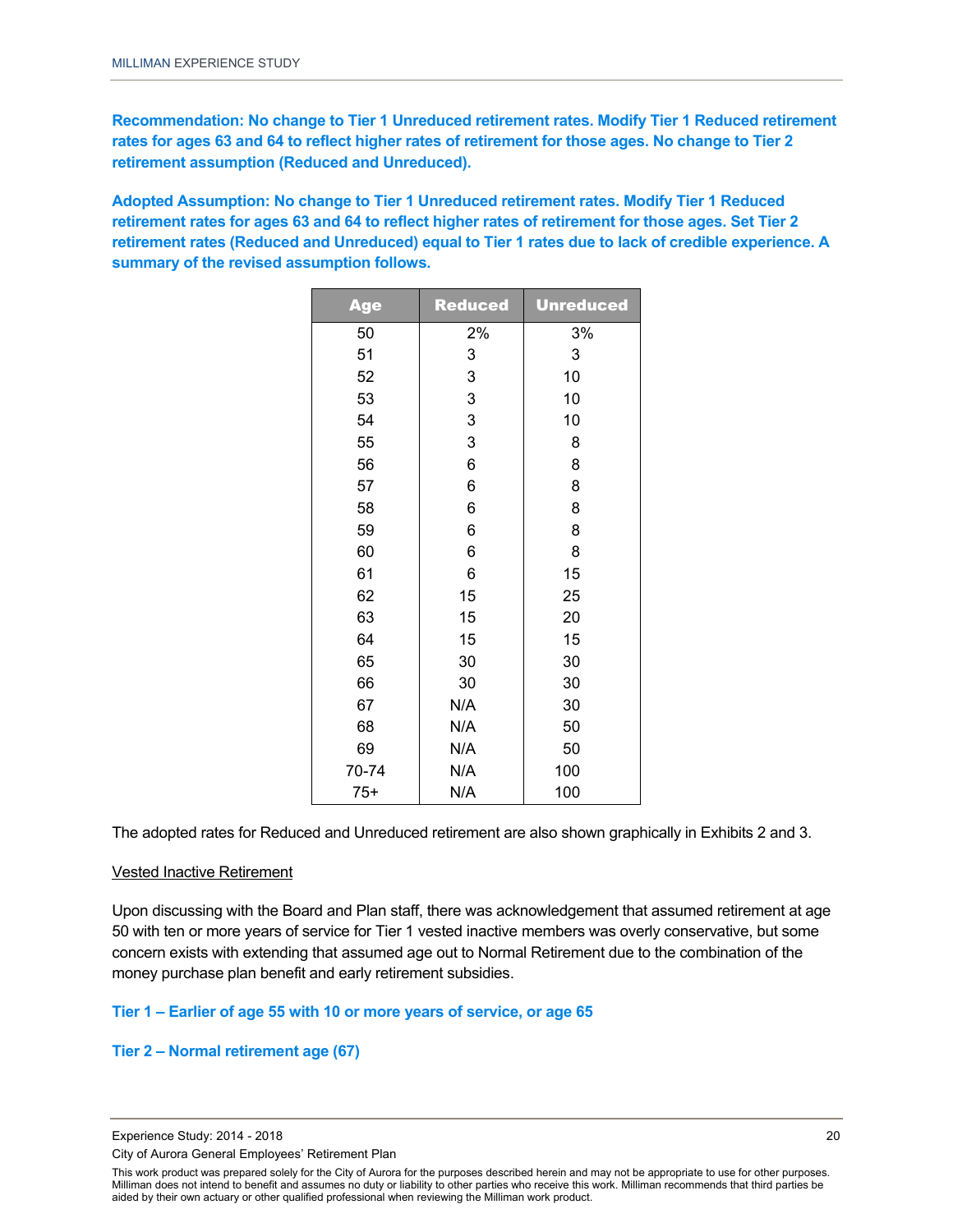**Recommendation: No change to Tier 1 Unreduced retirement rates. Modify Tier 1 Reduced retirement rates for ages 63 and 64 to reflect higher rates of retirement for those ages. No change to Tier 2 retirement assumption (Reduced and Unreduced).**

**Adopted Assumption: No change to Tier 1 Unreduced retirement rates. Modify Tier 1 Reduced retirement rates for ages 63 and 64 to reflect higher rates of retirement for those ages. Set Tier 2 retirement rates (Reduced and Unreduced) equal to Tier 1 rates due to lack of credible experience. A summary of the revised assumption follows.**

| Age | Reduced | Unreduced |
|---|---|---|
| 50 | 2% | 3% |
| 51 | 3 | 3 |
| 52 | 3 | 10 |
| 53 | 3 | 10 |
| 54 | 3 | 10 |
| 55 | 3 | 8 |
| 56 | 6 | 8 |
| 57 | 6 | 8 |
| 58 | 6 | 8 |
| 59 | 6 | 8 |
| 60 | 6 | 8 |
| 61 | 6 | 15 |
| 62 | 15 | 25 |
| 63 | 15 | 20 |
| 64 | 15 | 15 |
| 65 | 30 | 30 |
| 66 | 30 | 30 |
| 67 | N/A | 30 |
| 68 | N/A | 50 |
| 69 | N/A | 50 |
| 70-74 | N/A | 100 |
| 75+ | N/A | 100 |

The adopted rates for Reduced and Unreduced retirement are also shown graphically in Exhibits 2 and 3.

Vested Inactive Retirement

Upon discussing with the Board and Plan staff, there was acknowledgement that assumed retirement at age 50 with ten or more years of service for Tier 1 vested inactive members was overly conservative, but some concern exists with extending that assumed age out to Normal Retirement due to the combination of the money purchase plan benefit and early retirement subsidies.

**Tier 1 – Earlier of age 55 with 10 or more years of service, or age 65**

**Tier 2 – Normal retirement age (67)**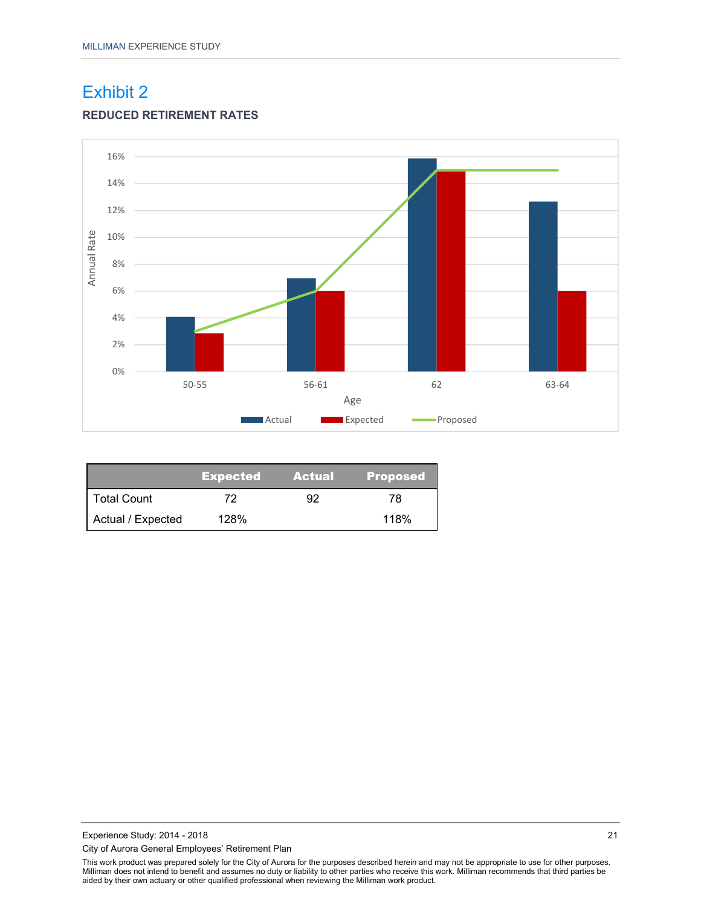# Exhibit 2

**REDUCED RETIREMENT RATES**

|  | Expected | Actual | Proposed |
|---|---|---|---|
| Total Count | 72 | 92 | 78 |
| Actual / Expected | 128% |  | 118% |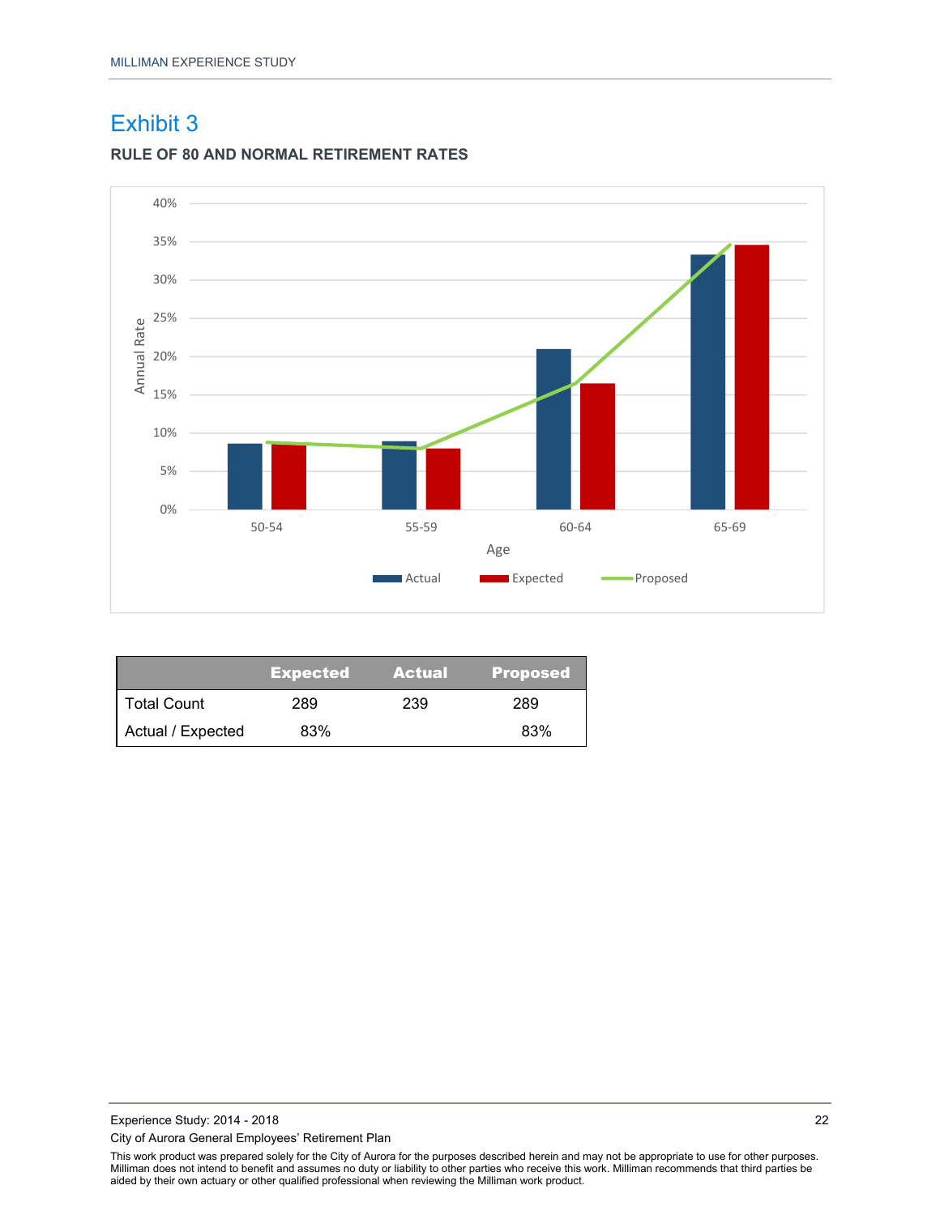## Exhibit 3

### RULE OF 80 AND NORMAL RETIREMENT RATES

| | Expected | Actual | Proposed |
|---|---|---|---|
| Total Count | 289 | 239 | 289 |
| Actual / Expected | 83% | | 83% |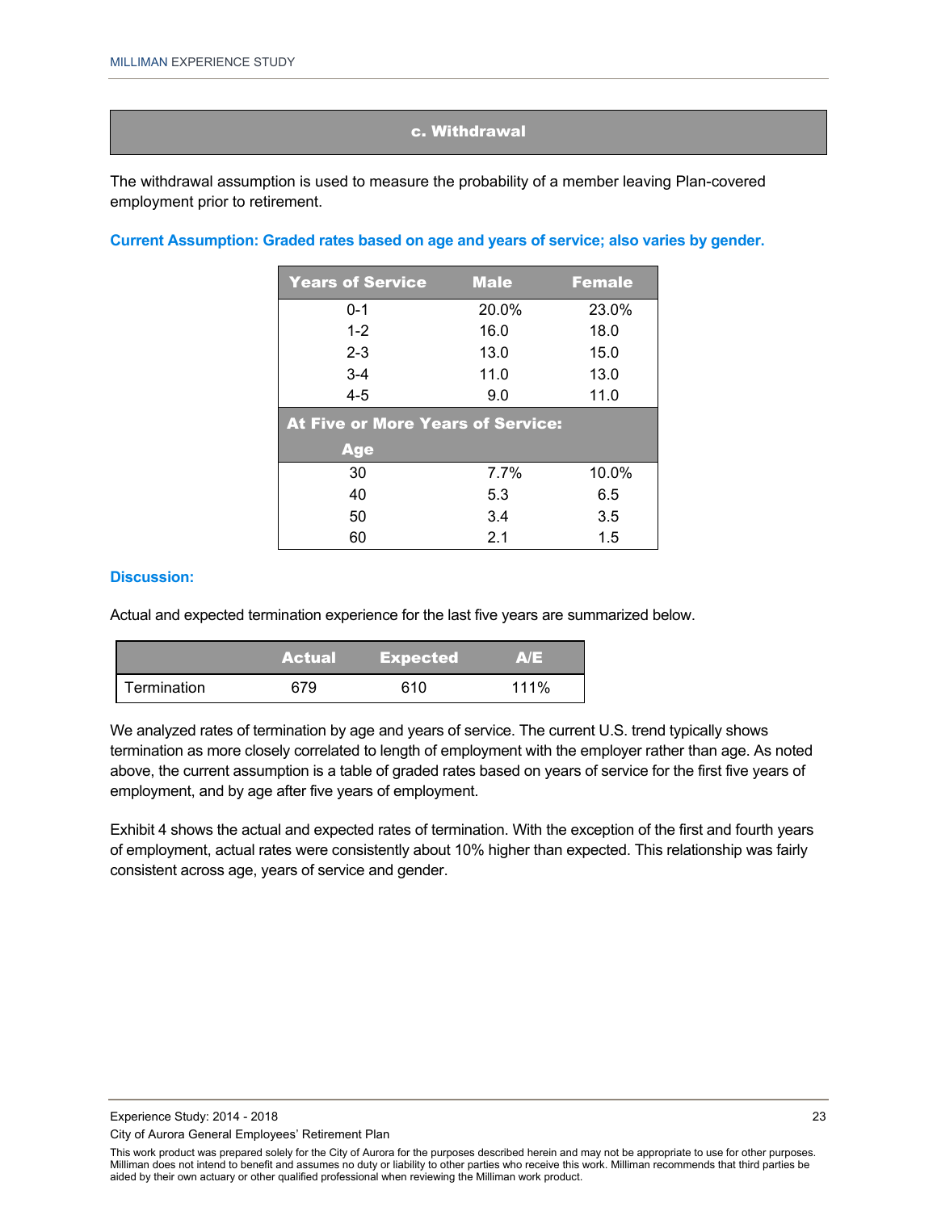## c. Withdrawal

The withdrawal assumption is used to measure the probability of a member leaving Plan-covered employment prior to retirement.

**Current Assumption: Graded rates based on age and years of service; also varies by gender.**

| Years of Service | Male | Female |
|---|---|---|
| 0-1 | 20.0% | 23.0% |
| 1-2 | 16.0 | 18.0 |
| 2-3 | 13.0 | 15.0 |
| 3-4 | 11.0 | 13.0 |
| 4-5 | 9.0 | 11.0 |
| **At Five or More Years of Service:** | | |
| **Age** | | |
| 30 | 7.7% | 10.0% |
| 40 | 5.3 | 6.5 |
| 50 | 3.4 | 3.5 |
| 60 | 2.1 | 1.5 |

**Discussion:**

Actual and expected termination experience for the last five years are summarized below.

| | Actual | Expected | A/E |
|---|---|---|---|
| Termination | 679 | 610 | 111% |

We analyzed rates of termination by age and years of service. The current U.S. trend typically shows termination as more closely correlated to length of employment with the employer rather than age. As noted above, the current assumption is a table of graded rates based on years of service for the first five years of employment, and by age after five years of employment.

Exhibit 4 shows the actual and expected rates of termination. With the exception of the first and fourth years of employment, actual rates were consistently about 10% higher than expected. This relationship was fairly consistent across age, years of service and gender.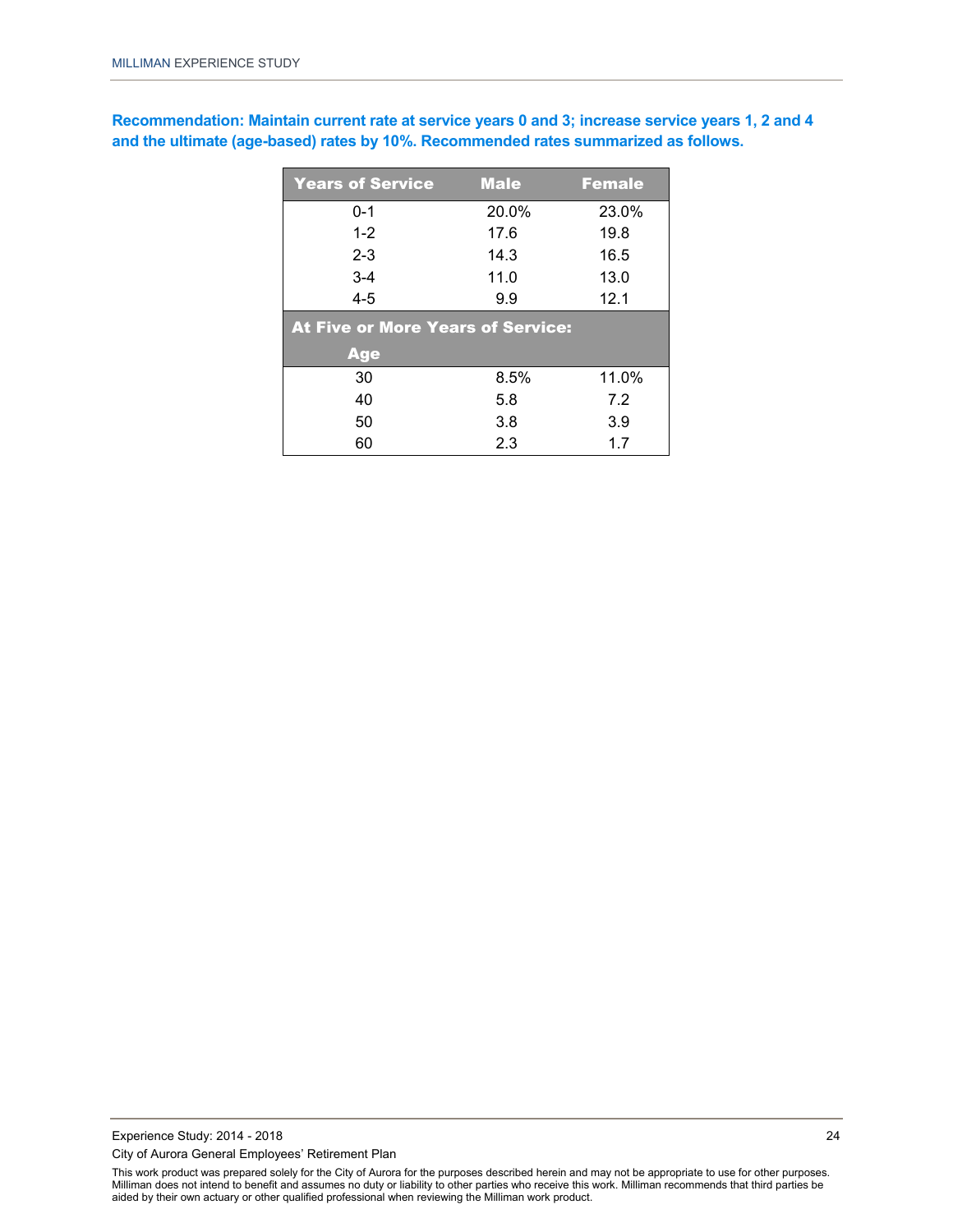**Recommendation: Maintain current rate at service years 0 and 3; increase service years 1, 2 and 4 and the ultimate (age-based) rates by 10%. Recommended rates summarized as follows.**

| Years of Service | Male | Female |
|---|---|---|
| 0-1 | 20.0% | 23.0% |
| 1-2 | 17.6 | 19.8 |
| 2-3 | 14.3 | 16.5 |
| 3-4 | 11.0 | 13.0 |
| 4-5 | 9.9 | 12.1 |
| **At Five or More Years of Service:** | | |
| **Age** | | |
| 30 | 8.5% | 11.0% |
| 40 | 5.8 | 7.2 |
| 50 | 3.8 | 3.9 |
| 60 | 2.3 | 1.7 |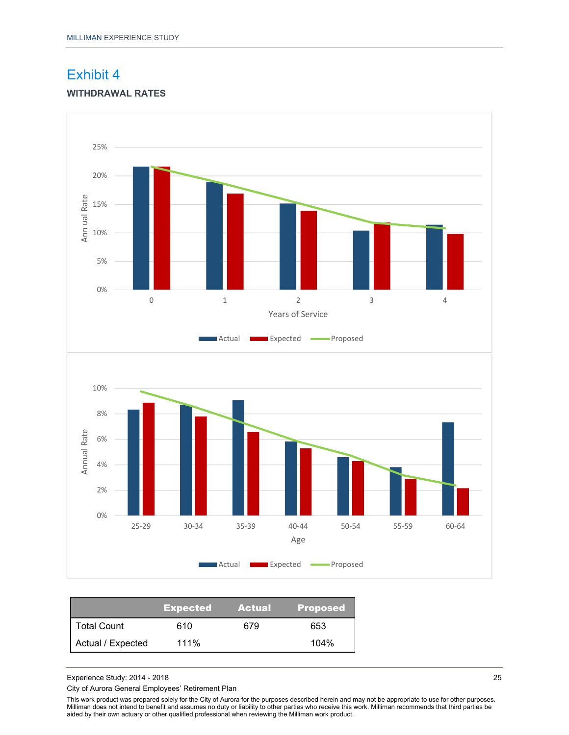# Exhibit 4

**WITHDRAWAL RATES**

| | Expected | Actual | Proposed |
|---|---|---|---|
| Total Count | 610 | 679 | 653 |
| Actual / Expected | 111% | | 104% |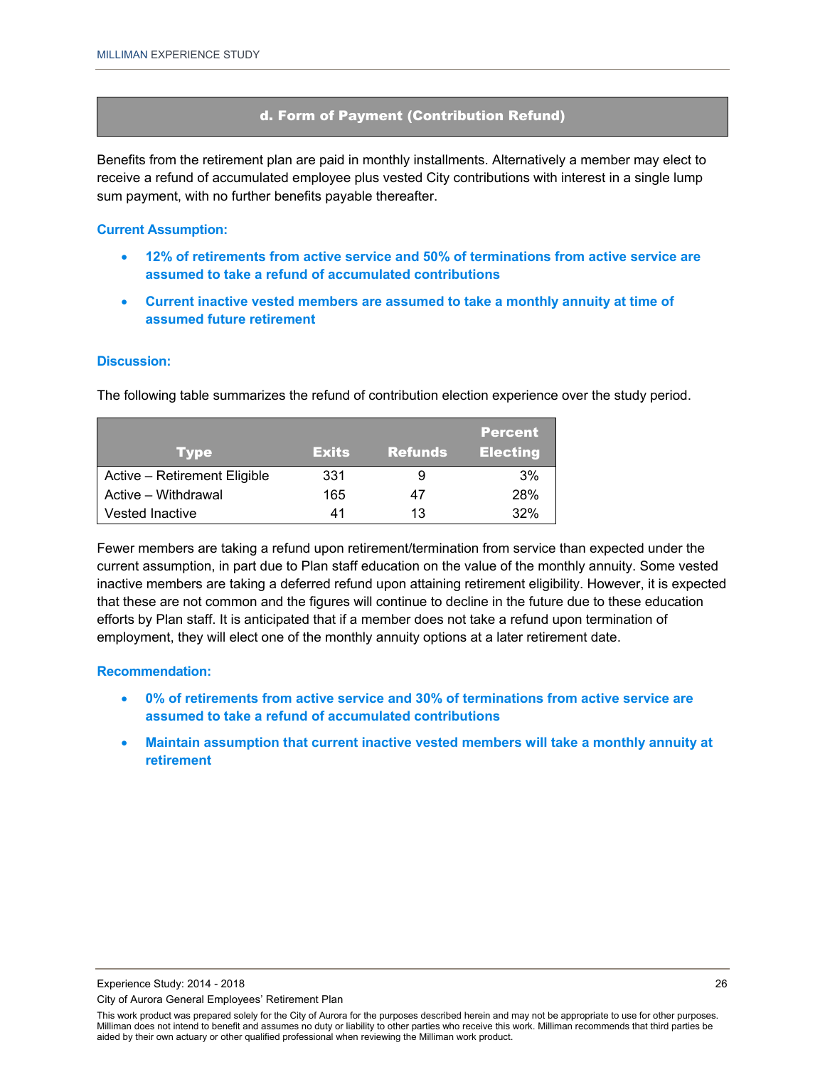## d. Form of Payment (Contribution Refund)

Benefits from the retirement plan are paid in monthly installments. Alternatively a member may elect to receive a refund of accumulated employee plus vested City contributions with interest in a single lump sum payment, with no further benefits payable thereafter.

**Current Assumption:**

- **12% of retirements from active service and 50% of terminations from active service are assumed to take a refund of accumulated contributions**
- **Current inactive vested members are assumed to take a monthly annuity at time of assumed future retirement**

**Discussion:**

The following table summarizes the refund of contribution election experience over the study period.

| Type | Exits | Refunds | Percent Electing |
|---|---|---|---|
| Active – Retirement Eligible | 331 | 9 | 3% |
| Active – Withdrawal | 165 | 47 | 28% |
| Vested Inactive | 41 | 13 | 32% |

Fewer members are taking a refund upon retirement/termination from service than expected under the current assumption, in part due to Plan staff education on the value of the monthly annuity. Some vested inactive members are taking a deferred refund upon attaining retirement eligibility. However, it is expected that these are not common and the figures will continue to decline in the future due to these education efforts by Plan staff. It is anticipated that if a member does not take a refund upon termination of employment, they will elect one of the monthly annuity options at a later retirement date.

**Recommendation:**

- **0% of retirements from active service and 30% of terminations from active service are assumed to take a refund of accumulated contributions**
- **Maintain assumption that current inactive vested members will take a monthly annuity at retirement**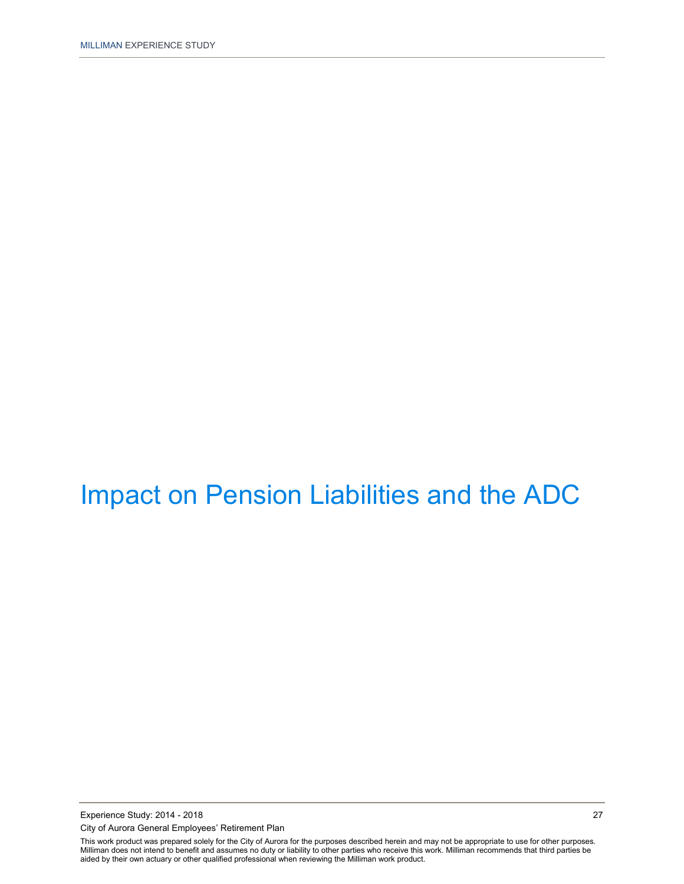# Impact on Pension Liabilities and the ADC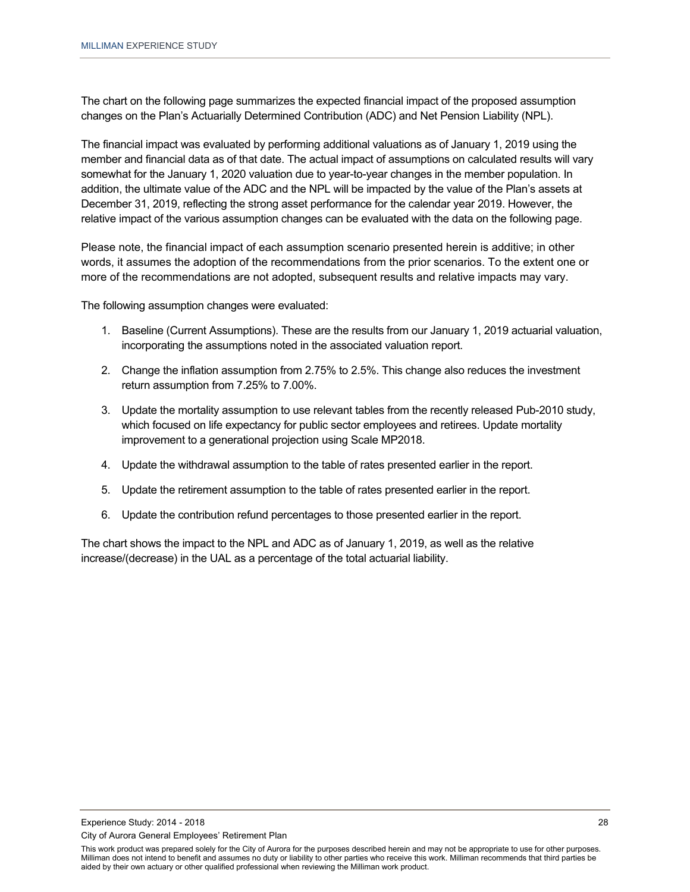The chart on the following page summarizes the expected financial impact of the proposed assumption changes on the Plan's Actuarially Determined Contribution (ADC) and Net Pension Liability (NPL).

The financial impact was evaluated by performing additional valuations as of January 1, 2019 using the member and financial data as of that date. The actual impact of assumptions on calculated results will vary somewhat for the January 1, 2020 valuation due to year-to-year changes in the member population. In addition, the ultimate value of the ADC and the NPL will be impacted by the value of the Plan's assets at December 31, 2019, reflecting the strong asset performance for the calendar year 2019. However, the relative impact of the various assumption changes can be evaluated with the data on the following page.

Please note, the financial impact of each assumption scenario presented herein is additive; in other words, it assumes the adoption of the recommendations from the prior scenarios. To the extent one or more of the recommendations are not adopted, subsequent results and relative impacts may vary.

The following assumption changes were evaluated:

1. Baseline (Current Assumptions). These are the results from our January 1, 2019 actuarial valuation, incorporating the assumptions noted in the associated valuation report.
2. Change the inflation assumption from 2.75% to 2.5%. This change also reduces the investment return assumption from 7.25% to 7.00%.
3. Update the mortality assumption to use relevant tables from the recently released Pub-2010 study, which focused on life expectancy for public sector employees and retirees. Update mortality improvement to a generational projection using Scale MP2018.
4. Update the withdrawal assumption to the table of rates presented earlier in the report.
5. Update the retirement assumption to the table of rates presented earlier in the report.
6. Update the contribution refund percentages to those presented earlier in the report.

The chart shows the impact to the NPL and ADC as of January 1, 2019, as well as the relative increase/(decrease) in the UAL as a percentage of the total actuarial liability.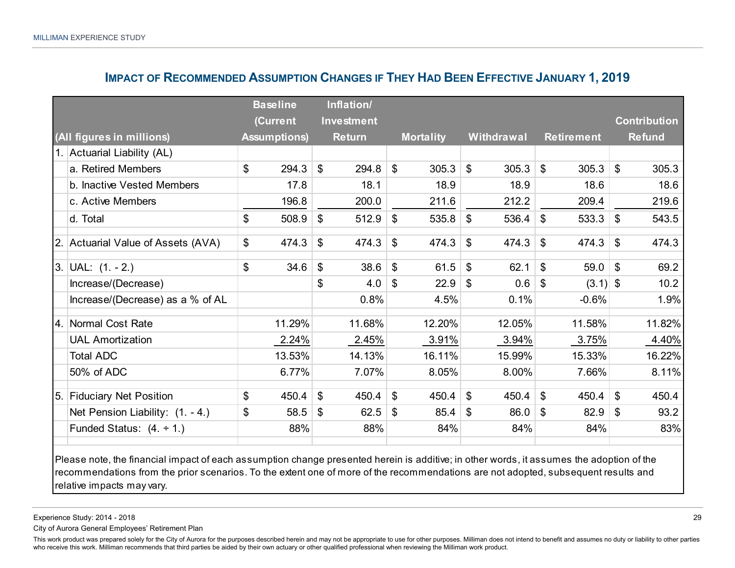## IMPACT OF RECOMMENDED ASSUMPTION CHANGES IF THEY HAD BEEN EFFECTIVE JANUARY 1, 2019

| (All figures in millions) | Baseline (Current Assumptions) | Inflation/ Investment Return | Mortality | Withdrawal | Retirement | Contribution Refund |
|---|---|---|---|---|---|---|
| 1. Actuarial Liability (AL) | | | | | | |
| a. Retired Members | $ 294.3 | $ 294.8 | $ 305.3 | $ 305.3 | $ 305.3 | $ 305.3 |
| b. Inactive Vested Members | 17.8 | 18.1 | 18.9 | 18.9 | 18.6 | 18.6 |
| c. Active Members | 196.8 | 200.0 | 211.6 | 212.2 | 209.4 | 219.6 |
| d. Total | $ 508.9 | $ 512.9 | $ 535.8 | $ 536.4 | $ 533.3 | $ 543.5 |
| 2. Actuarial Value of Assets (AVA) | $ 474.3 | $ 474.3 | $ 474.3 | $ 474.3 | $ 474.3 | $ 474.3 |
| 3. UAL: (1. - 2.) | $ 34.6 | $ 38.6 | $ 61.5 | $ 62.1 | $ 59.0 | $ 69.2 |
| Increase/(Decrease) | | $ 4.0 | $ 22.9 | $ 0.6 | $ (3.1) | $ 10.2 |
| Increase/(Decrease) as a % of AL | | 0.8% | 4.5% | 0.1% | -0.6% | 1.9% |
| 4. Normal Cost Rate | 11.29% | 11.68% | 12.20% | 12.05% | 11.58% | 11.82% |
| UAL Amortization | 2.24% | 2.45% | 3.91% | 3.94% | 3.75% | 4.40% |
| Total ADC | 13.53% | 14.13% | 16.11% | 15.99% | 15.33% | 16.22% |
| 50% of ADC | 6.77% | 7.07% | 8.05% | 8.00% | 7.66% | 8.11% |
| 5. Fiduciary Net Position | $ 450.4 | $ 450.4 | $ 450.4 | $ 450.4 | $ 450.4 | $ 450.4 |
| Net Pension Liability: (1. - 4.) | $ 58.5 | $ 62.5 | $ 85.4 | $ 86.0 | $ 82.9 | $ 93.2 |
| Funded Status: (4. ÷ 1.) | 88% | 88% | 84% | 84% | 84% | 83% |

Please note, the financial impact of each assumption change presented herein is additive; in other words, it assumes the adoption of the recommendations from the prior scenarios. To the extent one of more of the recommendations are not adopted, subsequent results and relative impacts may vary.